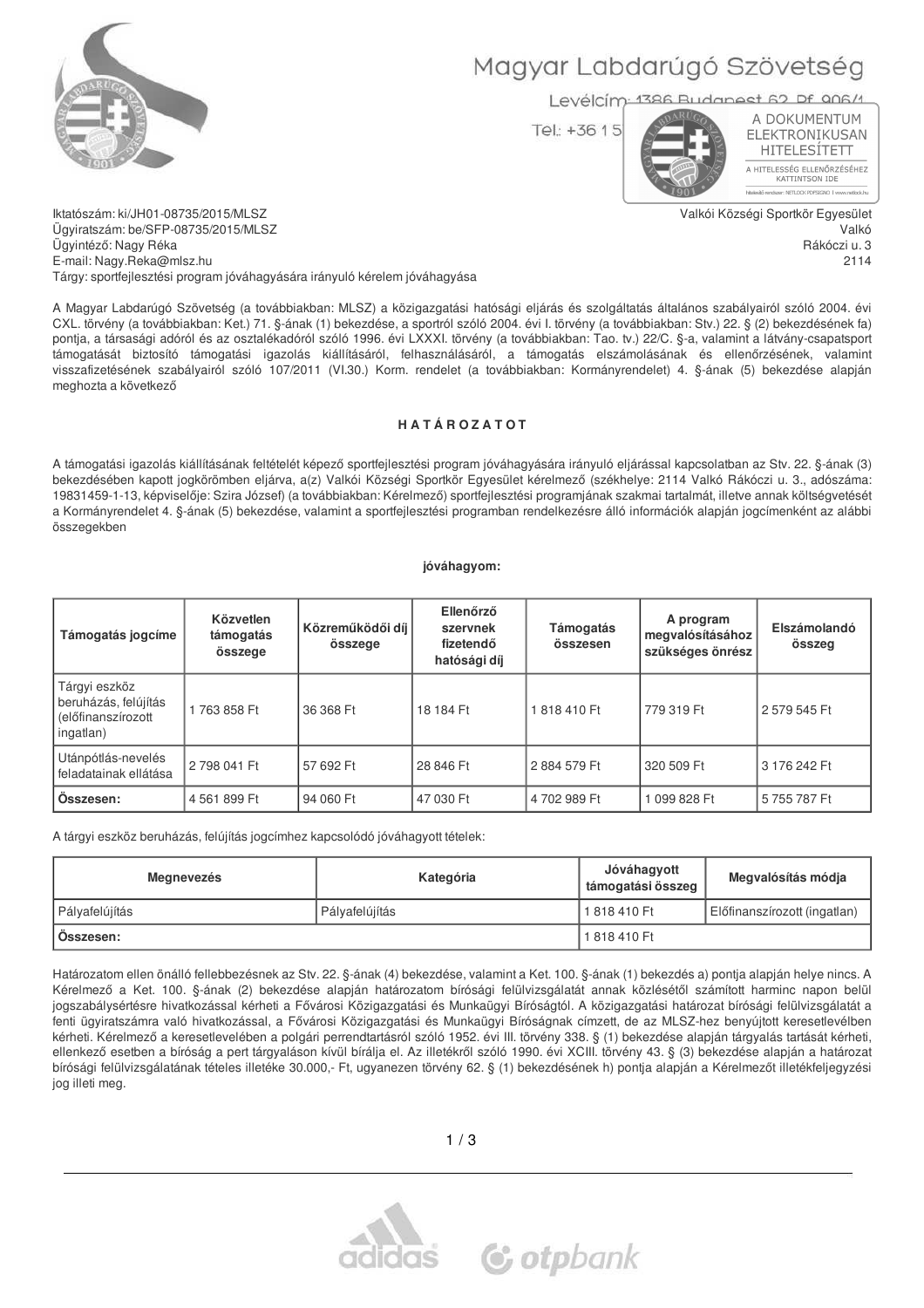Magyar Labdarúgó Szövetség

Levélcím: 1386 Budapest 62 Pf. 906/1

Tel.: +36 1 5

A DOKUMENTUM ELEKTRONIKUSAN HITELESÍTETT

A HITELESSÉG ELLENŐRZÉSÉHEZ KATTINTSON IDE

Iktatószám: ki/JH01-08735/2015/MLSZ
Ügyiratszám: be/SFP-08735/2015/MLSZ
Ügyintéző: Nagy Réka
E-mail: Nagy.Reka@mlsz.hu
Tárgy: sportfejlesztési program jóváhagyására irányuló kérelem jóváhagyása

Valkói Községi Sportkör Egyesület
Valkó
Rákóczi u. 3
2114

A Magyar Labdarúgó Szövetség (a továbbiakban: MLSZ) a közigazgatási hatósági eljárás és szolgáltatás általános szabályairól szóló 2004. évi CXL. törvény (a továbbiakban: Ket.) 71. §-ának (1) bekezdése, a sportról szóló 2004. évi I. törvény (a továbbiakban: Stv.) 22. § (2) bekezdésének fa) pontja, a társasági adóról és az osztalékadóról szóló 1996. évi LXXXI. törvény (a továbbiakban: Tao. tv.) 22/C. §-a, valamint a látvány-csapatsport támogatását biztosító támogatási igazolás kiállításáról, felhasználásáról, a támogatás elszámolásának és ellenőrzésének, valamint visszafizetésének szabályairól szóló 107/2011 (VI.30.) Korm. rendelet (a továbbiakban: Kormányrendelet) 4. §-ának (5) bekezdése alapján meghozta a következő

**H A T Á R O Z A T O T**

A támogatási igazolás kiállításának feltételét képező sportfejlesztési program jóváhagyására irányuló eljárással kapcsolatban az Stv. 22. §-ának (3) bekezdésében kapott jogkörömben eljárva, a(z) Valkói Községi Sportkör Egyesület kérelmező (székhelye: 2114 Valkó Rákóczi u. 3., adószáma: 19831459-1-13, képviselője: Szira József) (a továbbiakban: Kérelmező) sportfejlesztési programjának szakmai tartalmát, illetve annak költségvetését a Kormányrendelet 4. §-ának (5) bekezdése, valamint a sportfejlesztési programban rendelkezésre álló információk alapján jogcímenként az alábbi összegekben

**jóváhagyom:**

| Támogatás jogcíme | Közvetlen támogatás összege | Közreműködői díj összege | Ellenőrző szervnek fizetendő hatósági díj | Támogatás összesen | A program megvalósításához szükséges önrész | Elszámolandó összeg |
|---|---|---|---|---|---|---|
| Tárgyi eszköz beruházás, felújítás (előfinanszírozott ingatlan) | 1 763 858 Ft | 36 368 Ft | 18 184 Ft | 1 818 410 Ft | 779 319 Ft | 2 579 545 Ft |
| Utánpótlás-nevelés feladatainak ellátása | 2 798 041 Ft | 57 692 Ft | 28 846 Ft | 2 884 579 Ft | 320 509 Ft | 3 176 242 Ft |
| **Összesen:** | 4 561 899 Ft | 94 060 Ft | 47 030 Ft | 4 702 989 Ft | 1 099 828 Ft | 5 755 787 Ft |

A tárgyi eszköz beruházás, felújítás jogcímhez kapcsolódó jóváhagyott tételek:

| Megnevezés | Kategória | Jóváhagyott támogatási összeg | Megvalósítás módja |
|---|---|---|---|
| Pályafelújítás | Pályafelújítás | 1 818 410 Ft | Előfinanszírozott (ingatlan) |
| **Összesen:** | | 1 818 410 Ft | |

Határozatom ellen önálló fellebbezésnek az Stv. 22. §-ának (4) bekezdése, valamint a Ket. 100. §-ának (1) bekezdés a) pontja alapján helye nincs. A Kérelmező a Ket. 100. §-ának (2) bekezdése alapján határozatom bírósági felülvizsgálatát annak közlésétől számított harminc napon belül jogszabálysértésre hivatkozással kérheti a Fővárosi Közigazgatási és Munkaügyi Bíróságtól. A közigazgatási határozat bírósági felülvizsgálatát a fenti ügyiratszámra való hivatkozással, a Fővárosi Közigazgatási és Munkaügyi Bíróságnak címzett, de az MLSZ-hez benyújtott keresetlevélben kérheti. Kérelmező a keresetlevelében a polgári perrendtartásról szóló 1952. évi III. törvény 338. § (1) bekezdése alapján tárgyalás tartását kérheti, ellenkező esetben a bíróság a pert tárgyaláson kívül bírálja el. Az illetékről szóló 1990. évi XCIII. törvény 43. § (3) bekezdése alapján a határozat bírósági felülvizsgálatának tételes illetéke 30.000,- Ft, ugyanezen törvény 62. § (1) bekezdésének h) pontja alapján a Kérelmezőt illetékfeljegyzési jog illeti meg.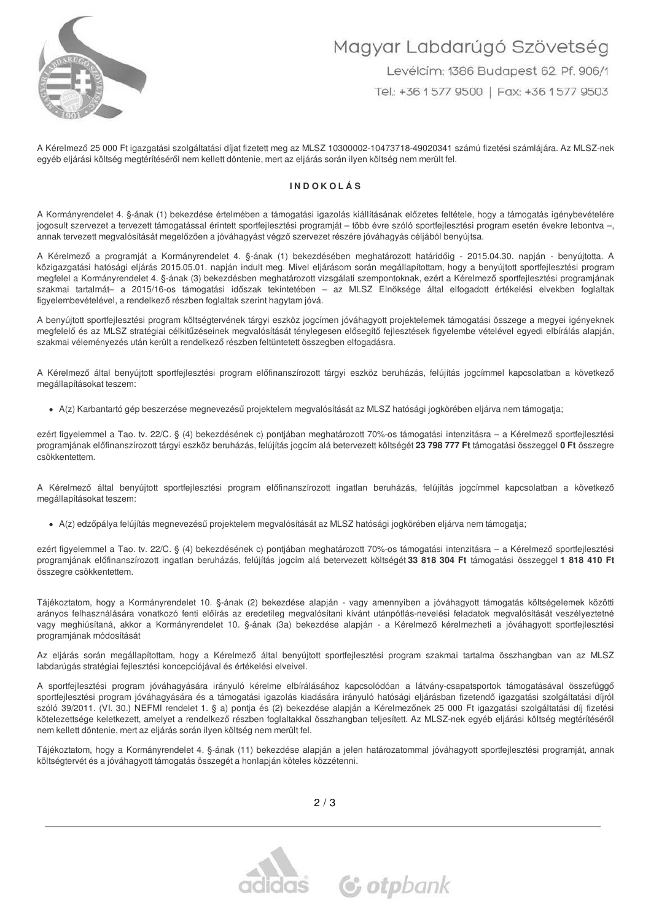A Kérelmező 25 000 Ft igazgatási szolgáltatási díjat fizetett meg az MLSZ 10300002-10473718-49020341 számú fizetési számlájára. Az MLSZ-nek egyéb eljárási költség megtérítéséről nem kellett döntenie, mert az eljárás során ilyen költség nem merült fel.

## I N D O K O L Á S

A Kormányrendelet 4. §-ának (1) bekezdése értelmében a támogatási igazolás kiállításának előzetes feltétele, hogy a támogatás igénybevételére jogosult szervezet a tervezett támogatással érintett sportfejlesztési programját – több évre szóló sportfejlesztési program esetén évekre lebontva –, annak tervezett megvalósítását megelőzően a jóváhagyást végző szervezet részére jóváhagyás céljából benyújtsa.

A Kérelmező a programját a Kormányrendelet 4. §-ának (1) bekezdésében meghatározott határidőig - 2015.04.30. napján - benyújtotta. A közigazgatási hatósági eljárás 2015.05.01. napján indult meg. Mivel eljárásom során megállapítottam, hogy a benyújtott sportfejlesztési program megfelel a Kormányrendelet 4. §-ának (3) bekezdésben meghatározott vizsgálati szempontoknak, ezért a Kérelmező sportfejlesztési programjának szakmai tartalmát– a 2015/16-os támogatási időszak tekintetében – az MLSZ Elnöksége által elfogadott értékelési elvekben foglaltak figyelembevételével, a rendelkező részben foglaltak szerint hagytam jóvá.

A benyújtott sportfejlesztési program költségtervének tárgyi eszköz jogcímen jóváhagyott projektelemek támogatási összege a megyei igényeknek megfelelő és az MLSZ stratégiai célkitűzéseinek megvalósítását ténylegesen elősegítő fejlesztések figyelembe vételével egyedi elbírálás alapján, szakmai véleményezés után került a rendelkező részben feltüntetett összegben elfogadásra.

A Kérelmező által benyújtott sportfejlesztési program előfinanszírozott tárgyi eszköz beruházás, felújítás jogcímmel kapcsolatban a következő megállapításokat teszem:

- A(z) Karbantartó gép beszerzése megnevezésű projektelem megvalósítását az MLSZ hatósági jogkörében eljárva nem támogatja;

ezért figyelemmel a Tao. tv. 22/C. § (4) bekezdésének c) pontjában meghatározott 70%-os támogatási intenzitásra – a Kérelmező sportfejlesztési programjának előfinanszírozott tárgyi eszköz beruházás, felújítás jogcím alá betervezett költségét **23 798 777 Ft** támogatási összeggel **0 Ft** összegre csökkentettem.

A Kérelmező által benyújtott sportfejlesztési program előfinanszírozott ingatlan beruházás, felújítás jogcímmel kapcsolatban a következő megállapításokat teszem:

- A(z) edzőpálya felújítás megnevezésű projektelem megvalósítását az MLSZ hatósági jogkörében eljárva nem támogatja;

ezért figyelemmel a Tao. tv. 22/C. § (4) bekezdésének c) pontjában meghatározott 70%-os támogatási intenzitásra – a Kérelmező sportfejlesztési programjának előfinanszírozott ingatlan beruházás, felújítás jogcím alá betervezett költségét **33 818 304 Ft** támogatási összeggel **1 818 410 Ft** összegre csökkentettem.

Tájékoztatom, hogy a Kormányrendelet 10. §-ának (2) bekezdése alapján - vagy amennyiben a jóváhagyott támogatás költségelemek közötti arányos felhasználására vonatkozó fenti előírás az eredetileg megvalósítani kívánt utánpótlás-nevelési feladatok megvalósítását veszélyeztetné vagy meghiúsítaná, akkor a Kormányrendelet 10. §-ának (3a) bekezdése alapján - a Kérelmező kérelmezheti a jóváhagyott sportfejlesztési programjának módosítását

Az eljárás során megállapítottam, hogy a Kérelmező által benyújtott sportfejlesztési program szakmai tartalma összhangban van az MLSZ labdarúgás stratégiai fejlesztési koncepciójával és értékelési elveivel.

A sportfejlesztési program jóváhagyására irányuló kérelme elbírálásához kapcsolódóan a látvány-csapatsportok támogatásával összefüggő sportfejlesztési program jóváhagyására és a támogatási igazolás kiadására irányuló hatósági eljárásban fizetendő igazgatási szolgáltatási díjról szóló 39/2011. (VI. 30.) NEFMI rendelet 1. § a) pontja és (2) bekezdése alapján a Kérelmezőnek 25 000 Ft igazgatási szolgáltatási díj fizetési kötelezettsége keletkezett, amelyet a rendelkező részben foglaltakkal összhangban teljesített. Az MLSZ-nek egyéb eljárási költség megtérítéséről nem kellett döntenie, mert az eljárás során ilyen költség nem merült fel.

Tájékoztatom, hogy a Kormányrendelet 4. §-ának (11) bekezdése alapján a jelen határozatommal jóváhagyott sportfejlesztési programját, annak költségtervét és a jóváhagyott támogatás összegét a honlapján köteles közzétenni.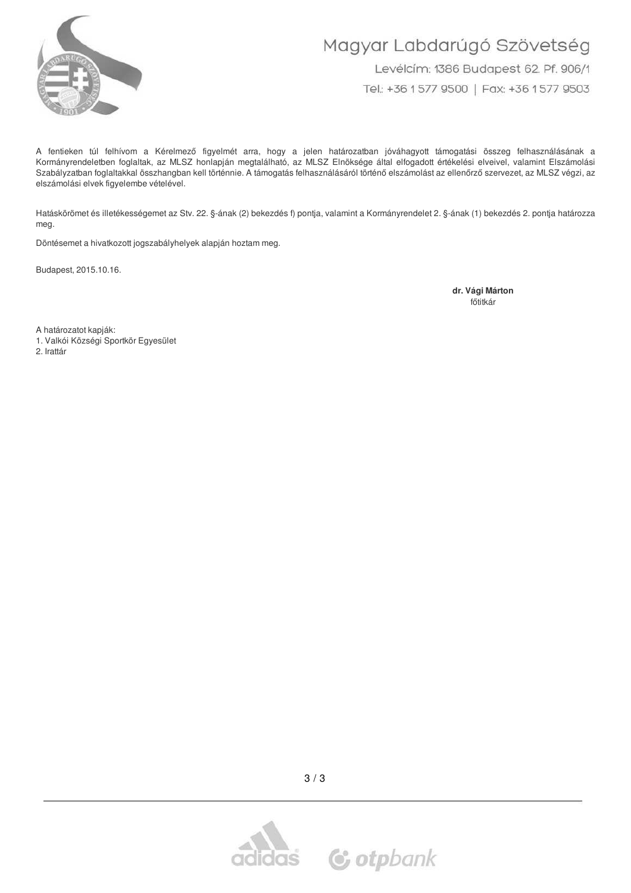A fentieken túl felhívom a Kérelmező figyelmét arra, hogy a jelen határozatban jóváhagyott támogatási összeg felhasználásának a Kormányrendeletben foglaltak, az MLSZ honlapján megtalálható, az MLSZ Elnöksége által elfogadott értékelési elveivel, valamint Elszámolási Szabályzatban foglaltakkal összhangban kell történnie. A támogatás felhasználásáról történő elszámolást az ellenőrző szervezet, az MLSZ végzi, az elszámolási elvek figyelembe vételével.

Hatáskörömet és illetékességemet az Stv. 22. §-ának (2) bekezdés f) pontja, valamint a Kormányrendelet 2. §-ának (1) bekezdés 2. pontja határozza meg.

Döntésemet a hivatkozott jogszabályhelyek alapján hoztam meg.

Budapest, 2015.10.16.

**dr. Vági Márton**
főtitkár

A határozatot kapják:
1. Valkói Községi Sportkör Egyesület
2. Irattár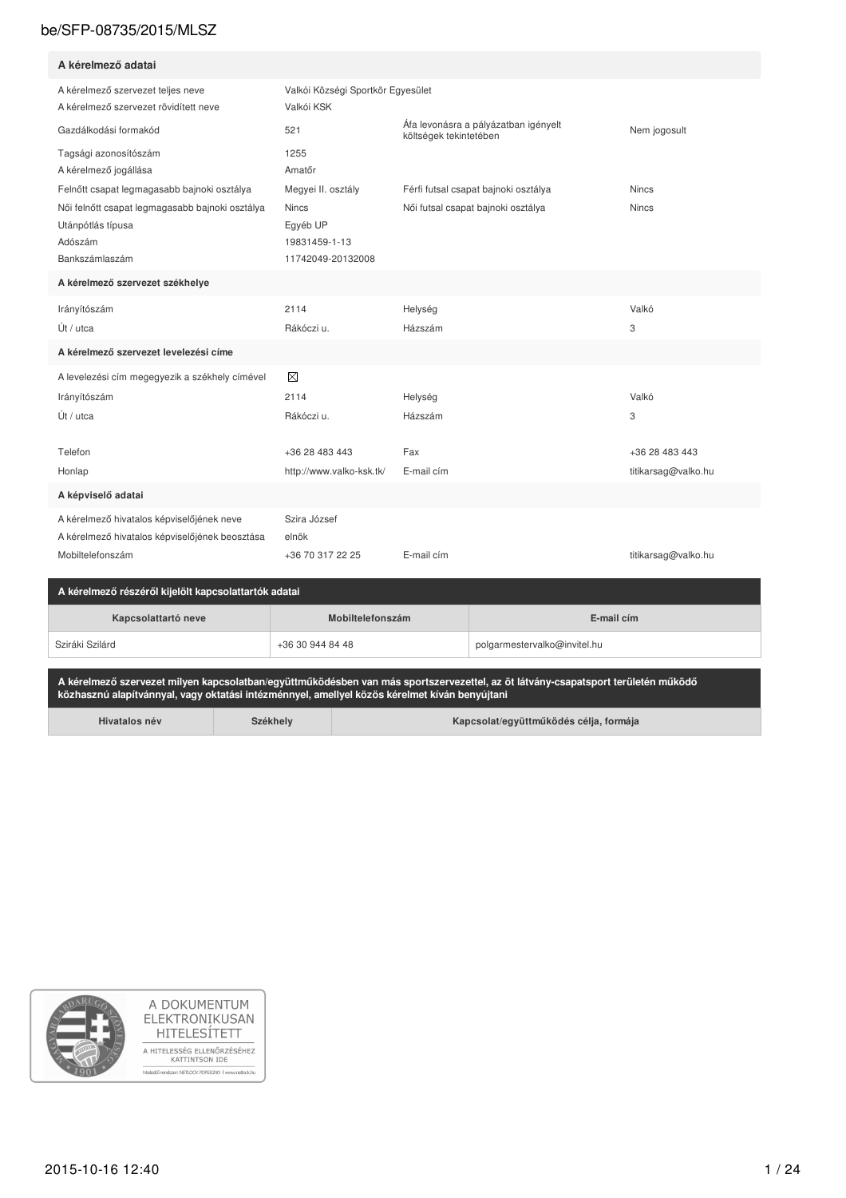## A kérelmező adatai

| | | | |
|---|---|---|---|
| A kérelmező szervezet teljes neve | Valkói Községi Sportkör Egyesület | | |
| A kérelmező szervezet rövidített neve | Valkói KSK | | |
| Gazdálkodási formakód | 521 | Áfa levonásra a pályázatban igényelt költségek tekintetében | Nem jogosult |
| Tagsági azonosítószám | 1255 | | |
| A kérelmező jogállása | Amatőr | | |
| Felnőtt csapat legmagasabb bajnoki osztálya | Megyei II. osztály | Férfi futsal csapat bajnoki osztálya | Nincs |
| Női felnőtt csapat legmagasabb bajnoki osztálya | Nincs | Női futsal csapat bajnoki osztálya | Nincs |
| Utánpótlás típusa | Egyéb UP | | |
| Adószám | 19831459-1-13 | | |
| Bankszámlaszám | 11742049-20132008 | | |

## A kérelmező szervezet székhelye

| | | | |
|---|---|---|---|
| Irányítószám | 2114 | Helység | Valkó |
| Út / utca | Rákóczi u. | Házszám | 3 |

## A kérelmező szervezet levelezési címe

| | | | |
|---|---|---|---|
| A levelezési cím megegyezik a székhely címével | ☒ | | |
| Irányítószám | 2114 | Helység | Valkó |
| Út / utca | Rákóczi u. | Házszám | 3 |
| Telefon | +36 28 483 443 | Fax | +36 28 483 443 |
| Honlap | http://www.valko-ksk.tk/ | E-mail cím | titikarsag@valko.hu |

## A képviselő adatai

| | | | |
|---|---|---|---|
| A kérelmező hivatalos képviselőjének neve | Szira József | | |
| A kérelmező hivatalos képviselőjének beosztása | elnök | | |
| Mobiltelefonszám | +36 70 317 22 25 | E-mail cím | titikarsag@valko.hu |

## A kérelmező részéről kijelölt kapcsolattartók adatai

| Kapcsolattartó neve | Mobiltelefonszám | E-mail cím |
|---|---|---|
| Sziráki Szilárd | +36 30 944 84 48 | polgarmestervalko@invitel.hu |

## A kérelmező szervezet milyen kapcsolatban/együttműködésben van más sportszervezettel, az öt látvány-csapatsport területén működő közhasznú alapítvánnyal, vagy oktatási intézménnyel, amellyel közös kérelmet kíván benyújtani

| Hivatalos név | Székhely | Kapcsolat/együttműködés célja, formája |
|---|---|---|

A DOKUMENTUM ELEKTRONIKUSAN HITELESÍTETT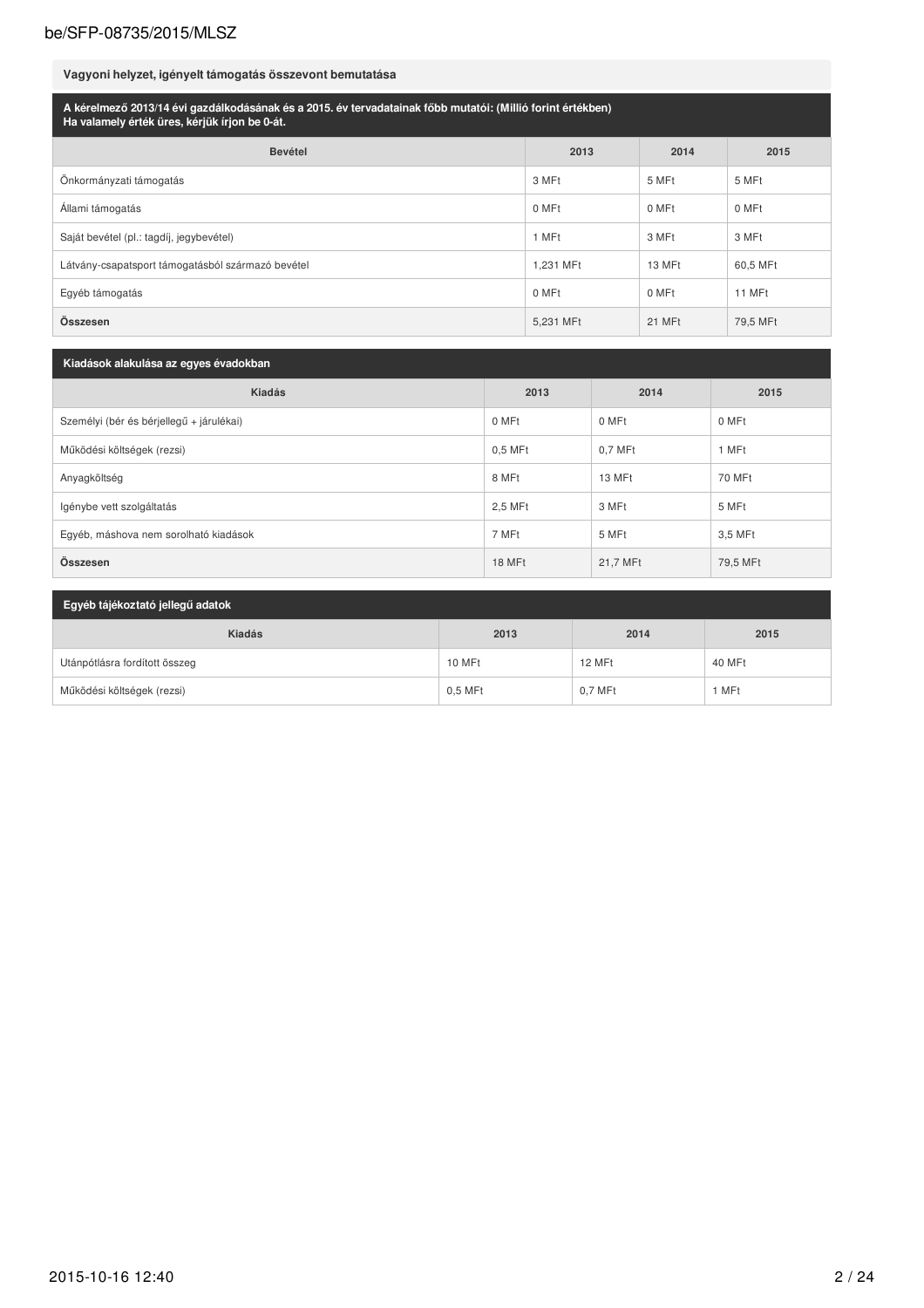## Vagyoni helyzet, igényelt támogatás összevont bemutatása

**A kérelmező 2013/14 évi gazdálkodásának és a 2015. év tervadatainak főbb mutatói: (Millió forint értékben)**
**Ha valamely érték üres, kérjük írjon be 0-át.**

| Bevétel | 2013 | 2014 | 2015 |
|---|---|---|---|
| Önkormányzati támogatás | 3 MFt | 5 MFt | 5 MFt |
| Állami támogatás | 0 MFt | 0 MFt | 0 MFt |
| Saját bevétel (pl.: tagdíj, jegybevétel) | 1 MFt | 3 MFt | 3 MFt |
| Látvány-csapatsport támogatásból származó bevétel | 1,231 MFt | 13 MFt | 60,5 MFt |
| Egyéb támogatás | 0 MFt | 0 MFt | 11 MFt |
| **Összesen** | 5,231 MFt | 21 MFt | 79,5 MFt |

**Kiadások alakulása az egyes évadokban**

| Kiadás | 2013 | 2014 | 2015 |
|---|---|---|---|
| Személyi (bér és bérjellegű + járulékai) | 0 MFt | 0 MFt | 0 MFt |
| Működési költségek (rezsi) | 0,5 MFt | 0,7 MFt | 1 MFt |
| Anyagköltség | 8 MFt | 13 MFt | 70 MFt |
| Igénybe vett szolgáltatás | 2,5 MFt | 3 MFt | 5 MFt |
| Egyéb, máshova nem sorolható kiadások | 7 MFt | 5 MFt | 3,5 MFt |
| **Összesen** | 18 MFt | 21,7 MFt | 79,5 MFt |

**Egyéb tájékoztató jellegű adatok**

| Kiadás | 2013 | 2014 | 2015 |
|---|---|---|---|
| Utánpótlásra fordított összeg | 10 MFt | 12 MFt | 40 MFt |
| Működési költségek (rezsi) | 0,5 MFt | 0,7 MFt | 1 MFt |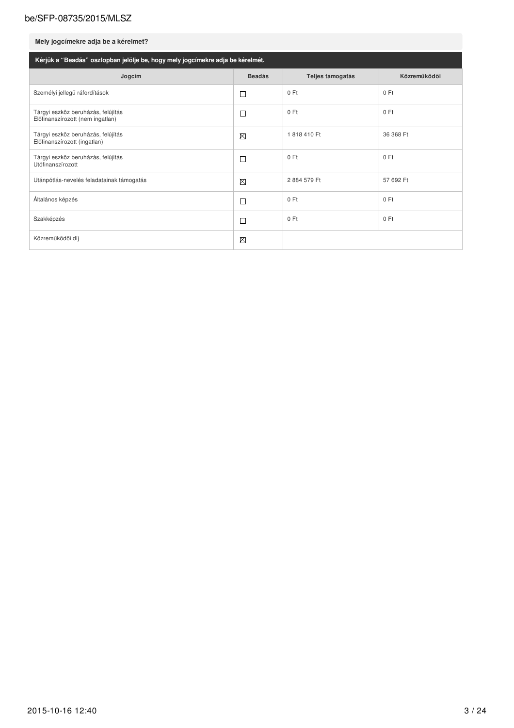**Mely jogcímekre adja be a kérelmet?**

**Kérjük a "Beadás" oszlopban jelölje be, hogy mely jogcímekre adja be kérelmét.**

| Jogcím | Beadás | Teljes támogatás | Közreműködői |
|---|---|---|---|
| Személyi jellegű ráfordítások | ☐ | 0 Ft | 0 Ft |
| Tárgyi eszköz beruházás, felújítás Előfinanszírozott (nem ingatlan) | ☐ | 0 Ft | 0 Ft |
| Tárgyi eszköz beruházás, felújítás Előfinanszírozott (ingatlan) | ☒ | 1 818 410 Ft | 36 368 Ft |
| Tárgyi eszköz beruházás, felújítás Utófinanszírozott | ☐ | 0 Ft | 0 Ft |
| Utánpótlás-nevelés feladatainak támogatás | ☒ | 2 884 579 Ft | 57 692 Ft |
| Általános képzés | ☐ | 0 Ft | 0 Ft |
| Szakképzés | ☐ | 0 Ft | 0 Ft |
| Közreműködői díj | ☒ | | |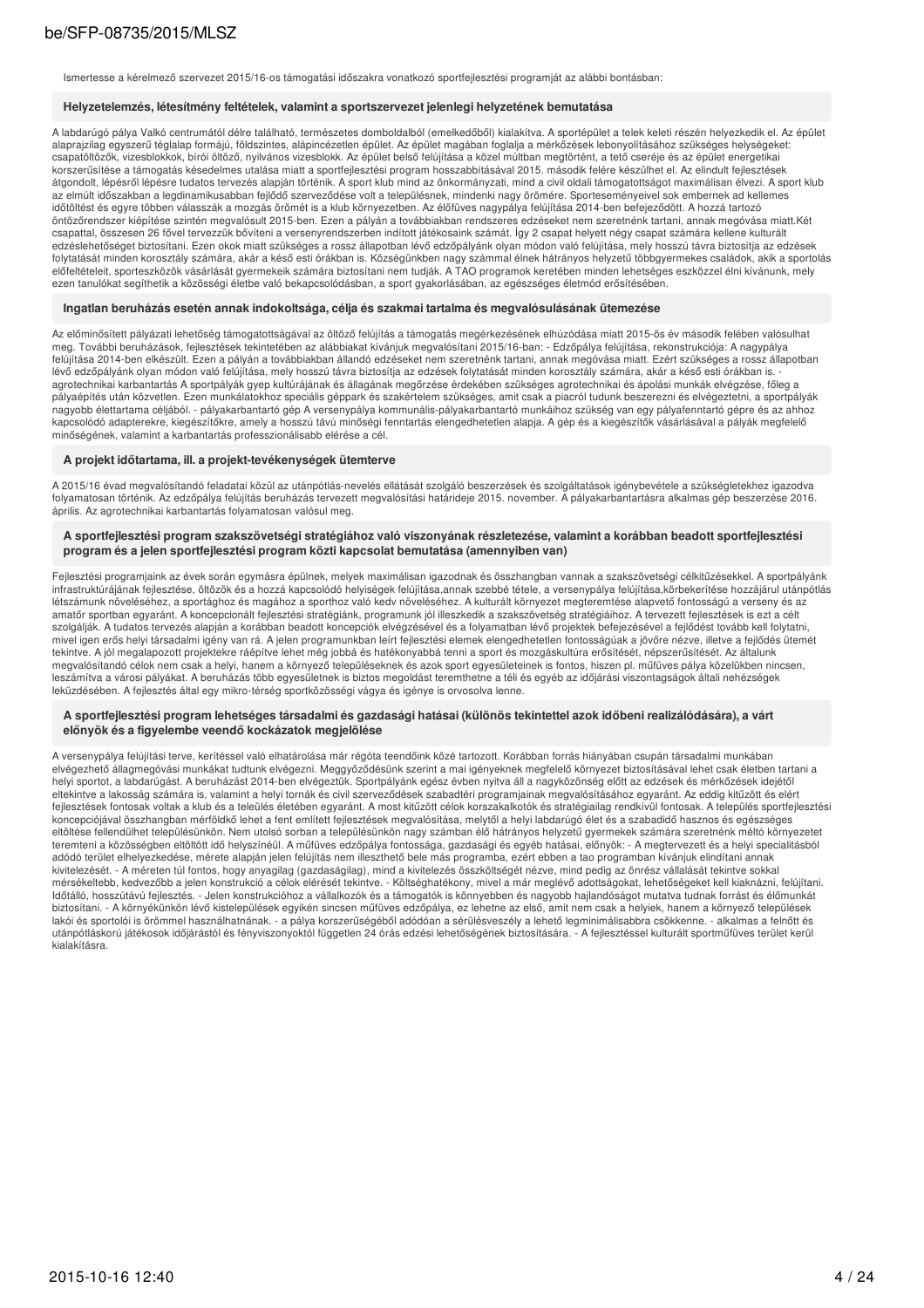Ismertesse a kérelmező szervezet 2015/16-os támogatási időszakra vonatkozó sportfejlesztési programját az alábbi bontásban:

### Helyzetelemzés, létesítmény feltételek, valamint a sportszervezet jelenlegi helyzetének bemutatása

A labdarúgó pálya Valkó centrumától délre található, természetes domboldalból (emelkedőből) kialakítva. A sportépület a telek keleti részén helyezkedik el. Az épület alaprajzilag egyszerű téglalap formájú, földszintes, alápincézetlen épület. Az épület magában foglalja a mérkőzések lebonyolításához szükséges helységeket: csapatöltözők, vizesblokkok, bírói öltöző, nyilvános vizesblokk. Az épület belső felújítása a közel múltban megtörtént, a tető cseréje és az épület energetikai korszerűsítése a támogatás késedelmes utalása miatt a sportfejlesztési program hosszabbításával 2015. második felére készülhet el. Az elindult fejlesztések átgondolt, lépésről lépésre tudatos tervezés alapján történik. A sport klub mind az önkormányzati, mind a civil oldali támogatottságot maximálisan élvezi. A sport klub az elmúlt időszakban a legdinamikusabban fejlődő szerveződése volt a településnek, mindenki nagy örömére. Sporteseményeivel sok embernek ad kellemes időtöltést és egyre többen választják a mozgás örömét is a klub környezetben. Az élőfüves nagypálya felújítása 2014-ben befejeződött. A hozzá tartozó öntözőrendszer kiépítése szintén megvalósult 2015-ben. Ezen a pályán a továbbiakban rendszeres edzéseket nem szeretnénk tartani, annak megóvása miatt.Két csapattal, összesen 26 fővel tervezzük bővíteni a versenyrendszerben indított játékosaink számát. Így 2 csapat helyett négy csapat számára kellene kulturált edzéslehetőséget biztosítani. Ezen okok miatt szükséges a rossz állapotban lévő edzőpályánk olyan módon való felújítása, mely hosszú távra biztosítja az edzések folytatását minden korosztály számára, akár a késő esti órákban is. Községünkben nagy számmal élnek hátrányos helyzetű többgyermekes családok, akik a sportolás előfeltételeit, sporteszközök vásárlását gyermekeik számára biztosítani nem tudják. A TAO programok keretében minden lehetséges eszközzel élni kívánunk, mely ezen tanulókat segíthetik a közösségi életbe való bekapcsolódásban, a sport gyakorlásában, az egészséges életmód erősítésében.

### Ingatlan beruházás esetén annak indokoltsága, célja és szakmai tartalma és megvalósulásának ütemezése

Az előminősített pályázati lehetőség támogatottságával az öltöző felújítás a támogatás megérkezésének elhúzódása miatt 2015-ös év második felében valósulhat meg. További beruházások, fejlesztések tekintetében az alábbiakat kívánjuk megvalósítani 2015/16-ban: - Edzőpálya felújítása, rekonstrukciója: A nagypálya felújítása 2014-ben elkészült. Ezen a pályán a továbbiakban állandó edzéseket nem szeretnénk tartani, annak megóvása miatt. Ezért szükséges a rossz állapotban lévő edzőpályánk olyan módon való felújítása, mely hosszú távra biztosítja az edzések folytatását minden korosztály számára, akár a késő esti órákban is. - agrotechnikai karbantartás A sportpályák gyep kultúrájának és állagának megőrzése érdekében szükséges agrotechnikai és ápolási munkák elvégzése, főleg a pályaépítés után közvetlen. Ezen munkálatokhoz speciális géppark és szakértelem szükséges, amit csak a piacról tudunk beszerezni és elvégeztetni, a sportpályák nagyobb élettartama céljából. - pályakarbantartó gép A versenypálya kommunális-pályakarbantartó munkáihoz szükség van egy pályafenntartó gépre és az ahhoz kapcsolódó adapterekre, kiegészítőkre, amely a hosszú távú minőség fenntartás elengedhetetlen alapja. A gép és a kiegészítők vásárlásával a pályák megfelelő minőségének, valamint a karbantartás professzionálisabb elérése a cél.

### A projekt időtartama, ill. a projekt-tevékenységek ütemterve

A 2015/16 évad megvalósítandó feladatai közül az utánpótlás-nevelés ellátását szolgáló beszerzések és szolgáltatások igénybevétele a szükségletekhez igazodva folyamatosan történik. Az edzőpálya felújítás beruházás tervezett megvalósítási határideje 2015. november. A pályakarbantartásra alkalmas gép beszerzése 2016. április. Az agrotechnikai karbantartás folyamatosan valósul meg.

### A sportfejlesztési program szakszövetségi stratégiához való viszonyának részletezése, valamint a korábban beadott sportfejlesztési program és a jelen sportfejlesztési program közti kapcsolat bemutatása (amennyiben van)

Fejlesztési programjaink az évek során egymásra épülnek, melyek maximálisan igazodnak és összhangban vannak a szakszövetségi célkitűzésekkel. A sportpályánk infrastruktúrájának fejlesztése, öltözők és a hozzá kapcsolódó helyiségek felújítása,annak szebbé tétele, a versenypálya felújítása,körbekerítése hozzájárul utánpótlás létszámunk növeléséhez, a sportághoz és magához a sporthoz való kedv növeléséhez. A kulturált környezet megteremtése alapvető fontosságú a verseny és az amatőr sportban egyaránt. A koncepcionált fejlesztési stratégiánk, programunk jól illeszkedik a szakszövetség stratégiájához. A tervezett fejlesztések is ezt a célt szolgálják. A tudatos tervezés alapján a korábban beadott koncepciók elkészítésével és a folyamatban lévő projektek befejezésével a fejlődést tovább kell folytatni, mivel igen erős helyi társadalmi igény van rá. A jelen programunkban leírt fejlesztési elemek elengedhetetlen fontosságúak a jövőre nézve, illetve a fejlődés ütemét tekintve. A jól megalapozott projektekre ráépítve lehet még jobbá és hatékonyabbá tenni a sport és mozgáskultúra erősítését, népszerűsítését. Az általunk megvalósítandó célok nem csak a helyi, hanem a környező településeknek és azok sport egyesületeinek is fontos, hiszen pl. műfüves pálya közelükben nincsen, leszámítva a városi pályákat. A beruházás több egyesületnek is biztos megoldást teremthetne a téli és egyéb az időjárási viszontagságok általi nehézségek leküzdésében. A fejlesztés által egy mikro-térség sportközösségi vágya és igénye is orvosolva lenne.

### A sportfejlesztési program lehetséges társadalmi és gazdasági hatásai (különös tekintettel azok időbeni realizálódására), a várt előnyök és a figyelembe veendő kockázatok megjelölése

A versenypálya felújítási terve, kerítéssel való elhatárolása már régóta teendőink közé tartozott. Korábban forrás hiányában csupán társadalmi munkában elvégezhető állagmegóvási munkákat tudtunk elvégezni. Meggyőződésünk szerint a mai igényeknek megfelelő környezet biztosításával lehet csak életben tartani a helyi sportot, a labdarúgást. A beruházást 2014-ben elvégeztük. Sportpályánk egész évben nyitva áll a nagyközönség előtt az edzések és mérkőzések idejétől eltekintve a lakosság számára is, valamint a helyi tornák és civil szerveződések szabadtéri programjainak megvalósításához egyaránt. Az eddig kitűzött és elért fejlesztések fontosak voltak a klub és a település életében egyaránt. A most kitűzött célok korszakalkotók és stratégiailag rendkívül fontosak. A település sportfejlesztési koncepciójával összhangban mérföldkő lehet a fent említett fejlesztések megvalósítása, melytől a helyi labdarúgó élet és a szabadidő hasznos és egészséges eltöltése fellendülhet településünkön. Nem utolsó sorban a településünkön nagy számban élő hátrányos helyzetű gyermekek számára szeretnénk méltó környezetet teremteni a közösségben eltöltött idő helyszínéül. A műfüves edzőpálya fontossága, gazdasági és egyéb hatásai, előnyök: - A megtervezett és a helyi specialitásból adódó terület elhelyezkedése, mérete alapján jelen felújítás nem illeszthető bele más programba, ezért ebben a tao programban kívánjuk elindítani annak kivitelezését. - A méreten túl fontos, hogy anyagilag (gazdaságilag), mind a kivitelezés összköltségét nézve, mind pedig az önrész vállalását tekintve sokkal mérsékeltebb, kedvezőbb a jelen konstrukció a célok elérését tekintve. - Költséghatékony, mivel a már meglévő adottságokat, lehetőségeket kell kiaknázni, felújítani. Időtálló, hosszútávú fejlesztés. - Jelen konstrukcióhoz a vállalkozók és a támogatók is könnyebben és nagyobb hajlandóságot mutatva tudnak forrást és előmunkát biztosítani. - A környékünkön lévő kistelepülések egyikén sincsen műfüves edzőpálya, ez lehetne az első, amit nem csak a helyiek, hanem a környező települések lakói és sportolói is örömmel használhatnának. - a pálya korszerűségéből adódóan a sérülésveszély a lehető legminimálisabbra csökkenne. - alkalmas a felnőtt és utánpótláskorú játékosok időjárástól és fényviszonyoktól független 24 órás edzési lehetőségének biztosítására. - A fejlesztéssel kulturált sportműfüves terület kerül kialakításra.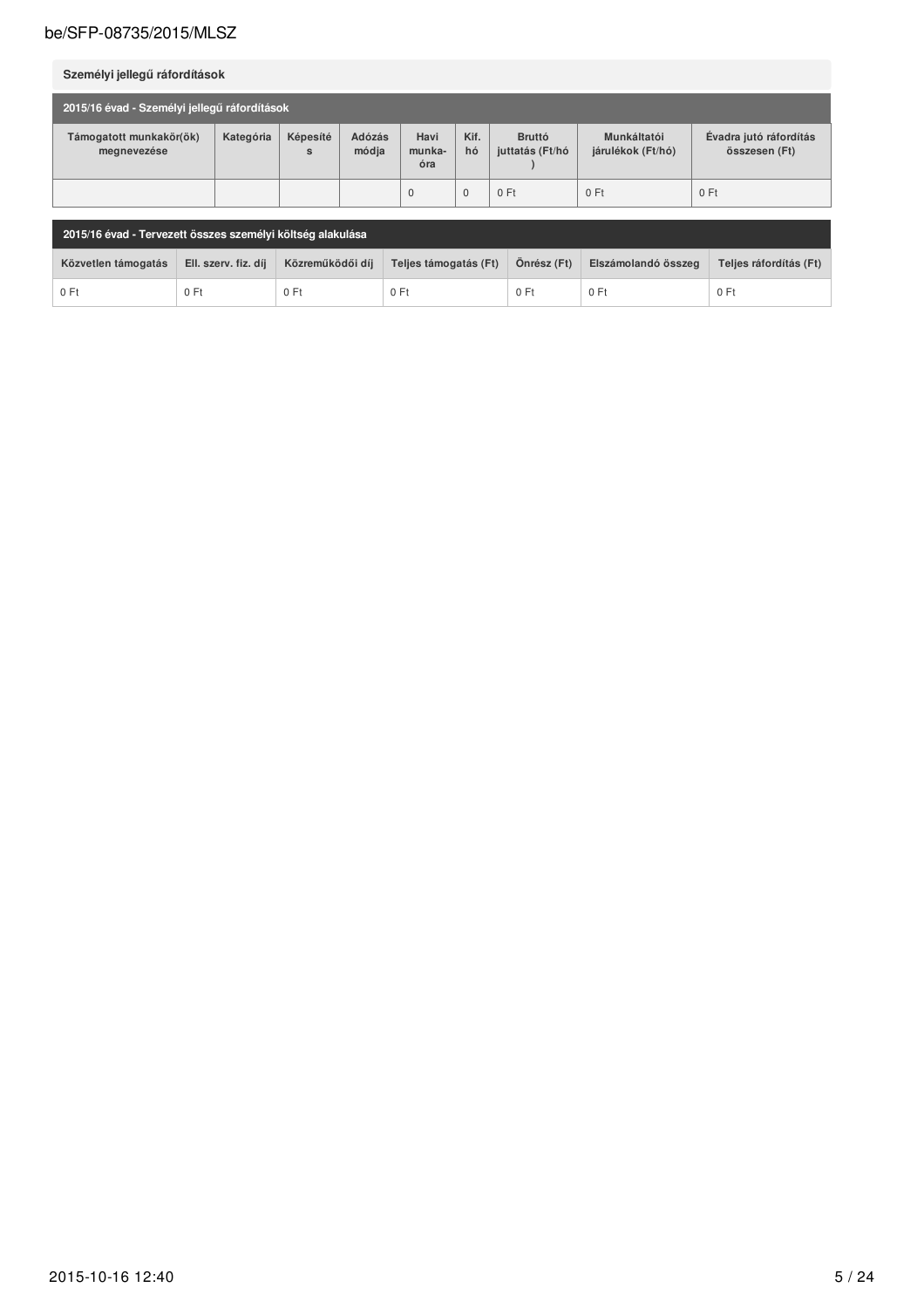## Személyi jellegű ráfordítások

| 2015/16 évad - Személyi jellegű ráfordítások | | | | | | | | |
|---|---|---|---|---|---|---|---|---|
| Támogatott munkakör(ök) megnevezése | Kategória | Képesítés | Adózás módja | Havi munka-óra | Kif. hó | Bruttó juttatás (Ft/hó) | Munkáltatói járulékok (Ft/hó) | Évadra jutó ráfordítás összesen (Ft) |
| | | | | 0 | 0 | 0 Ft | 0 Ft | 0 Ft |

| 2015/16 évad - Tervezett összes személyi költség alakulása | | | | | | |
|---|---|---|---|---|---|---|
| Közvetlen támogatás | Ell. szerv. fiz. díj | Közreműködői díj | Teljes támogatás (Ft) | Önrész (Ft) | Elszámolandó összeg | Teljes ráfordítás (Ft) |
| 0 Ft | 0 Ft | 0 Ft | 0 Ft | 0 Ft | 0 Ft | 0 Ft |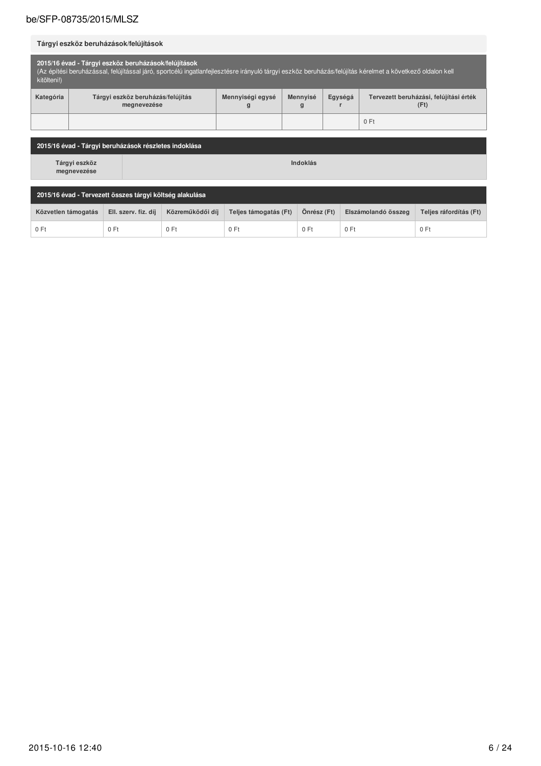### Tárgyi eszköz beruházások/felújítások

**2015/16 évad - Tárgyi eszköz beruházások/felújítások**
(Az építési beruházással, felújítással járó, sportcélú ingatlanfejlesztésre irányuló tárgyi eszköz beruházás/felújítás kérelmet a következő oldalon kell kitölteni!)

| Kategória | Tárgyi eszköz beruházás/felújítás megnevezése | Mennyiségi egység | Mennyiség | Egységár | Tervezett beruházási, felújítási érték (Ft) |
|---|---|---|---|---|---|
| | | | | | 0 Ft |

**2015/16 évad - Tárgyi beruházások részletes indoklása**

| Tárgyi eszköz megnevezése | Indoklás |
|---|---|

**2015/16 évad - Tervezett összes tárgyi költség alakulása**

| Közvetlen támogatás | Ell. szerv. fiz. díj | Közreműködői díj | Teljes támogatás (Ft) | Önrész (Ft) | Elszámolandó összeg | Teljes ráfordítás (Ft) |
|---|---|---|---|---|---|---|
| 0 Ft | 0 Ft | 0 Ft | 0 Ft | 0 Ft | 0 Ft | 0 Ft |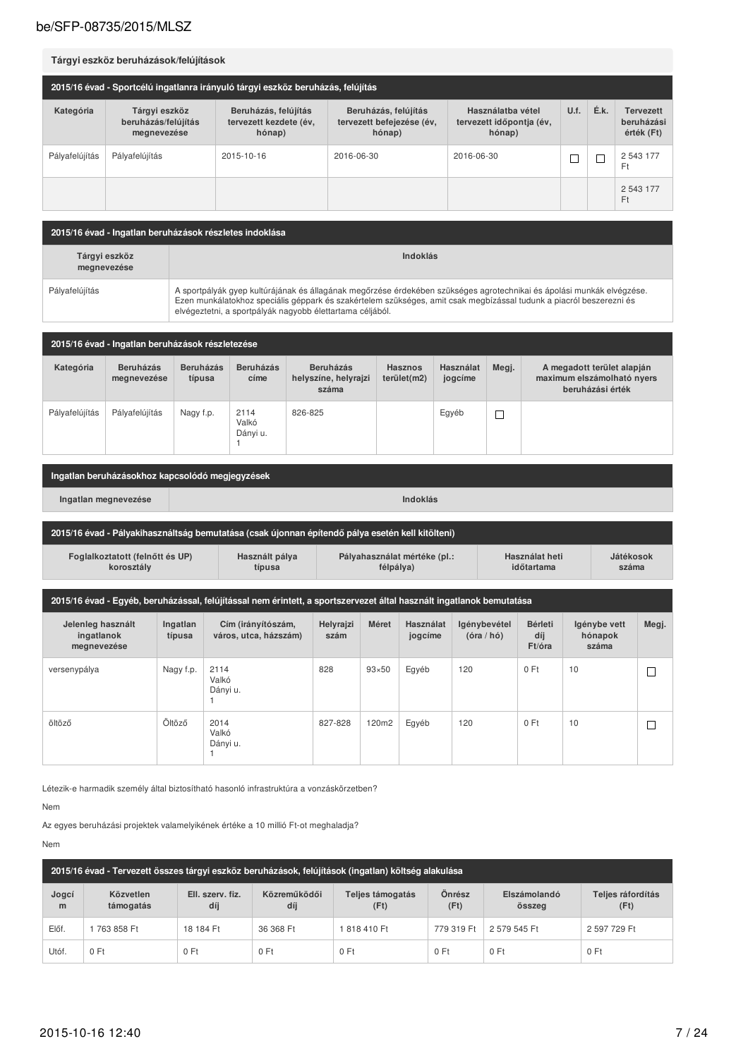## Tárgyi eszköz beruházások/felújítások

| 2015/16 évad - Sportcélú ingatlanra irányuló tárgyi eszköz beruházás, felújítás | | | | | | | |
|---|---|---|---|---|---|---|---|
| Kategória | Tárgyi eszköz beruházás/felújítás megnevezése | Beruházás, felújítás tervezett kezdete (év, hónap) | Beruházás, felújítás tervezett befejezése (év, hónap) | Használatba vétel tervezett időpontja (év, hónap) | U.f. | É.k. | Tervezett beruházási érték (Ft) |
| Pályafelújítás | Pályafelújítás | 2015-10-16 | 2016-06-30 | 2016-06-30 | ☐ | ☐ | 2 543 177 Ft |
| | | | | | | | 2 543 177 Ft |

| 2015/16 évad - Ingatlan beruházások részletes indoklása | |
|---|---|
| Tárgyi eszköz megnevezése | Indoklás |
| Pályafelújítás | A sportpályák gyep kultúrájának és állagának megőrzése érdekében szükséges agrotechnikai és ápolási munkák elvégzése. Ezen munkálatokhoz speciális géppark és szakértelem szükséges, amit csak megbízással tudunk a piacról beszerezni és elvégeztetni, a sportpályák nagyobb élettartama céljából. |

| 2015/16 évad - Ingatlan beruházások részletezése | | | | | | | | |
|---|---|---|---|---|---|---|---|---|
| Kategória | Beruházás megnevezése | Beruházás típusa | Beruházás címe | Beruházás helyszíne, helyrajzi száma | Hasznos terület(m2) | Használat jogcíme | Megj. | A megadott terület alapján maximum elszámolható nyers beruházási érték |
| Pályafelújítás | Pályafelújítás | Nagy f.p. | 2114 Valkó Dányi u. 1 | 826-825 | | Egyéb | ☐ | |

| Ingatlan beruházásokhoz kapcsolódó megjegyzések | |
|---|---|
| Ingatlan megnevezése | Indoklás |

| 2015/16 évad - Pályakihasználtság bemutatása (csak újonnan építendő pálya esetén kell kitölteni) | | | | |
|---|---|---|---|---|
| Foglalkoztatott (felnőtt és UP) korosztály | Használt pálya típusa | Pályahasználat mértéke (pl.: félpálya) | Használat heti időtartama | Játékosok száma |

| 2015/16 évad - Egyéb, beruházással, felújítással nem érintett, a sportszervezet által használt ingatlanok bemutatása | | | | | | | | | |
|---|---|---|---|---|---|---|---|---|---|
| Jelenleg használt ingatlanok megnevezése | Ingatlan típusa | Cím (irányítószám, város, utca, házszám) | Helyrajzi szám | Méret | Használat jogcíme | Igénybevétel (óra / hó) | Bérleti díj Ft/óra | Igénybe vett hónapok száma | Megj. |
| versenypálya | Nagy f.p. | 2114 Valkó Dányi u. 1 | 828 | 93×50 | Egyéb | 120 | 0 Ft | 10 | ☐ |
| öltöző | Öltöző | 2014 Valkó Dányi u. 1 | 827-828 | 120m2 | Egyéb | 120 | 0 Ft | 10 | ☐ |

Létezik-e harmadik személy által biztosítható hasonló infrastruktúra a vonzáskörzetben?

Nem

Az egyes beruházási projektek valamelyikének értéke a 10 millió Ft-ot meghaladja?

Nem

| 2015/16 évad - Tervezett összes tárgyi eszköz beruházások, felújítások (ingatlan) költség alakulása | | | | | | | |
|---|---|---|---|---|---|---|---|
| Jogcím | Közvetlen támogatás | Ell. szerv. fiz. díj | Közreműködői díj | Teljes támogatás (Ft) | Önrész (Ft) | Elszámolandó összeg | Teljes ráfordítás (Ft) |
| Előf. | 1 763 858 Ft | 18 184 Ft | 36 368 Ft | 1 818 410 Ft | 779 319 Ft | 2 579 545 Ft | 2 597 729 Ft |
| Utóf. | 0 Ft | 0 Ft | 0 Ft | 0 Ft | 0 Ft | 0 Ft | 0 Ft |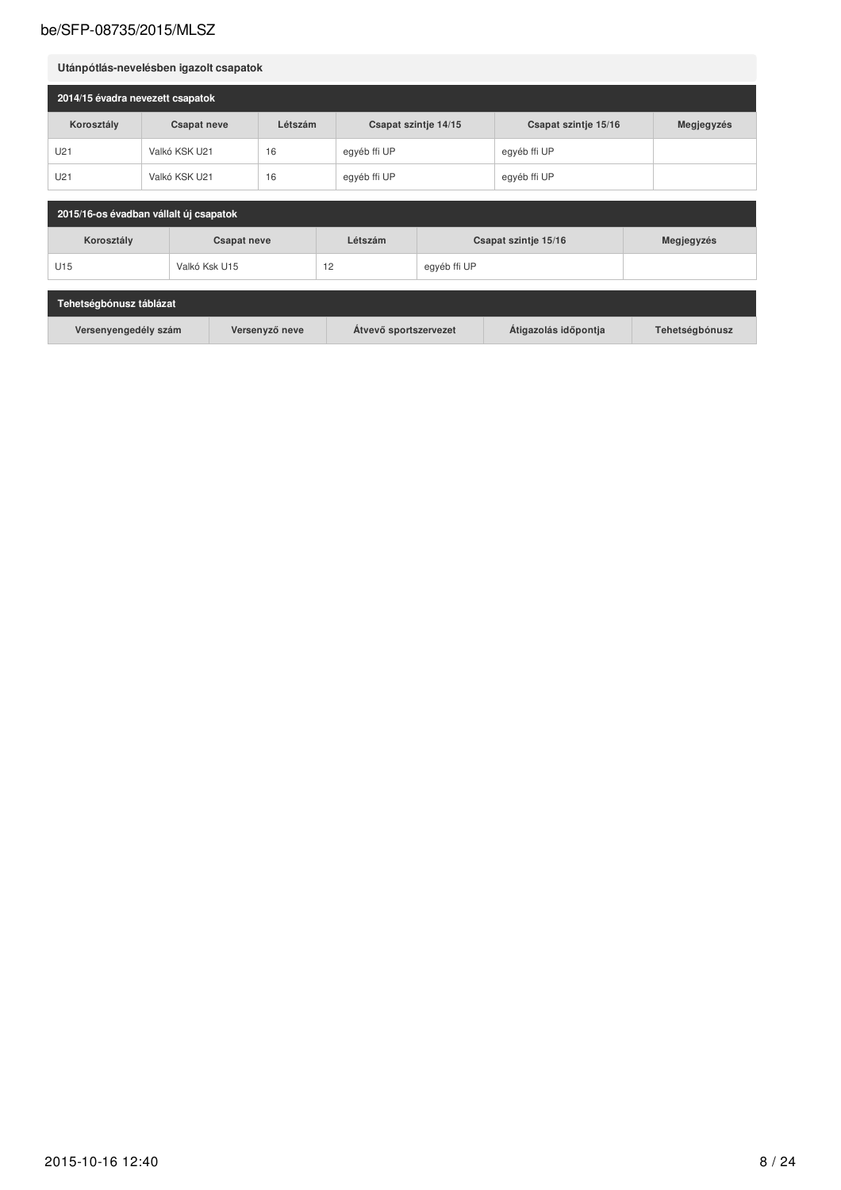## Utánpótlás-nevelésben igazolt csapatok

### 2014/15 évadra nevezett csapatok

| Korosztály | Csapat neve | Létszám | Csapat szintje 14/15 | Csapat szintje 15/16 | Megjegyzés |
|---|---|---|---|---|---|
| U21 | Valkó KSK U21 | 16 | egyéb ffi UP | egyéb ffi UP | |
| U21 | Valkó KSK U21 | 16 | egyéb ffi UP | egyéb ffi UP | |

### 2015/16-os évadban vállalt új csapatok

| Korosztály | Csapat neve | Létszám | Csapat szintje 15/16 | Megjegyzés |
|---|---|---|---|---|
| U15 | Valkó Ksk U15 | 12 | egyéb ffi UP | |

### Tehetségbónusz táblázat

| Versenyengedély szám | Versenyző neve | Átvevő sportszervezet | Átigazolás időpontja | Tehetségbónusz |
|---|---|---|---|---|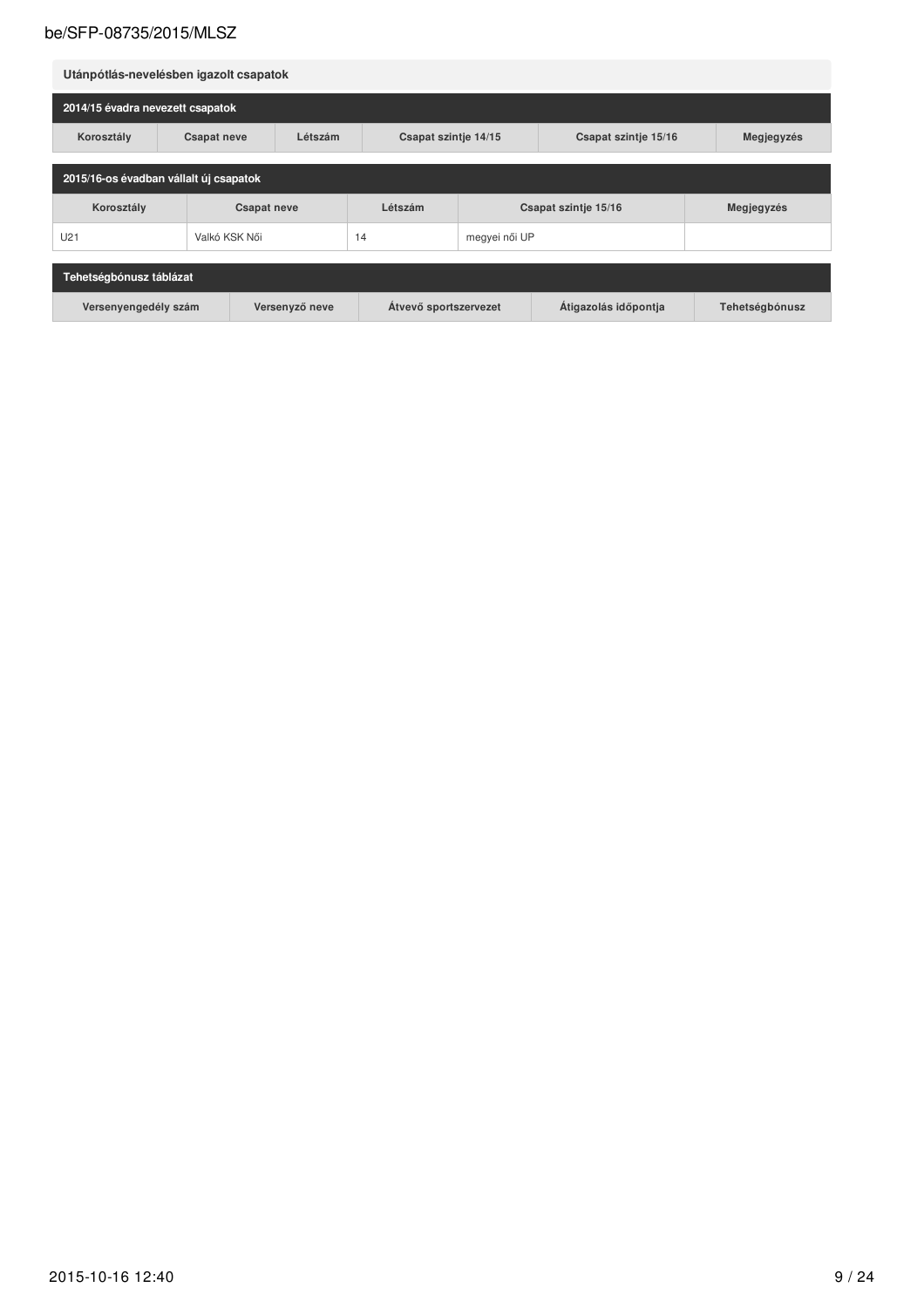## Utánpótlás-nevelésben igazolt csapatok

### 2014/15 évadra nevezett csapatok

| Korosztály | Csapat neve | Létszám | Csapat szintje 14/15 | Csapat szintje 15/16 | Megjegyzés |
|---|---|---|---|---|---|

### 2015/16-os évadban vállalt új csapatok

| Korosztály | Csapat neve | Létszám | Csapat szintje 15/16 | Megjegyzés |
|---|---|---|---|---|
| U21 | Valkó KSK Női | 14 | megyei női UP | |

### Tehetségbónusz táblázat

| Versenyengedély szám | Versenyző neve | Átvevő sportszervezet | Átigazolás időpontja | Tehetségbónusz |
|---|---|---|---|---|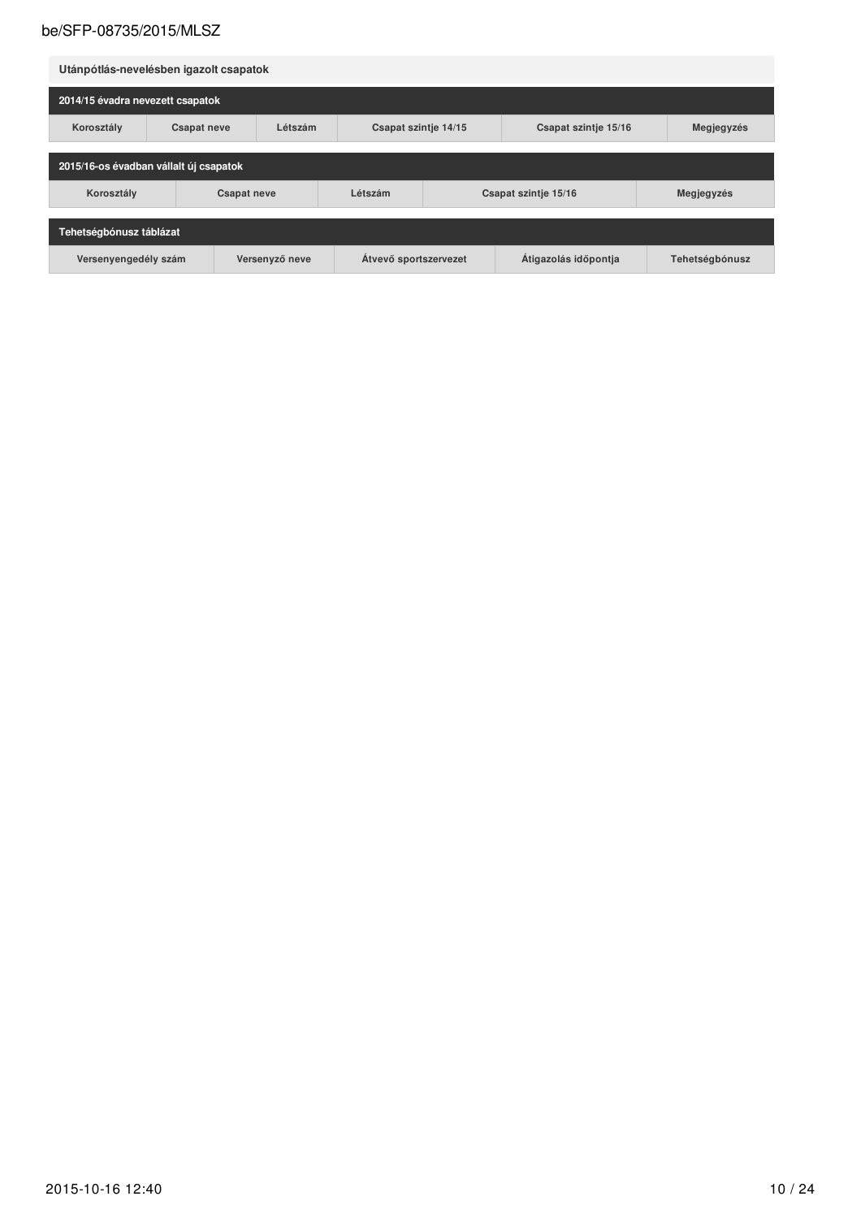### Utánpótlás-nevelésben igazolt csapatok

#### 2014/15 évadra nevezett csapatok

| Korosztály | Csapat neve | Létszám | Csapat szintje 14/15 | Csapat szintje 15/16 | Megjegyzés |
|---|---|---|---|---|---|

#### 2015/16-os évadban vállalt új csapatok

| Korosztály | Csapat neve | Létszám | Csapat szintje 15/16 | Megjegyzés |
|---|---|---|---|---|

#### Tehetségbónusz táblázat

| Versenyengedély szám | Versenyző neve | Átvevő sportszervezet | Átigazolás időpontja | Tehetségbónusz |
|---|---|---|---|---|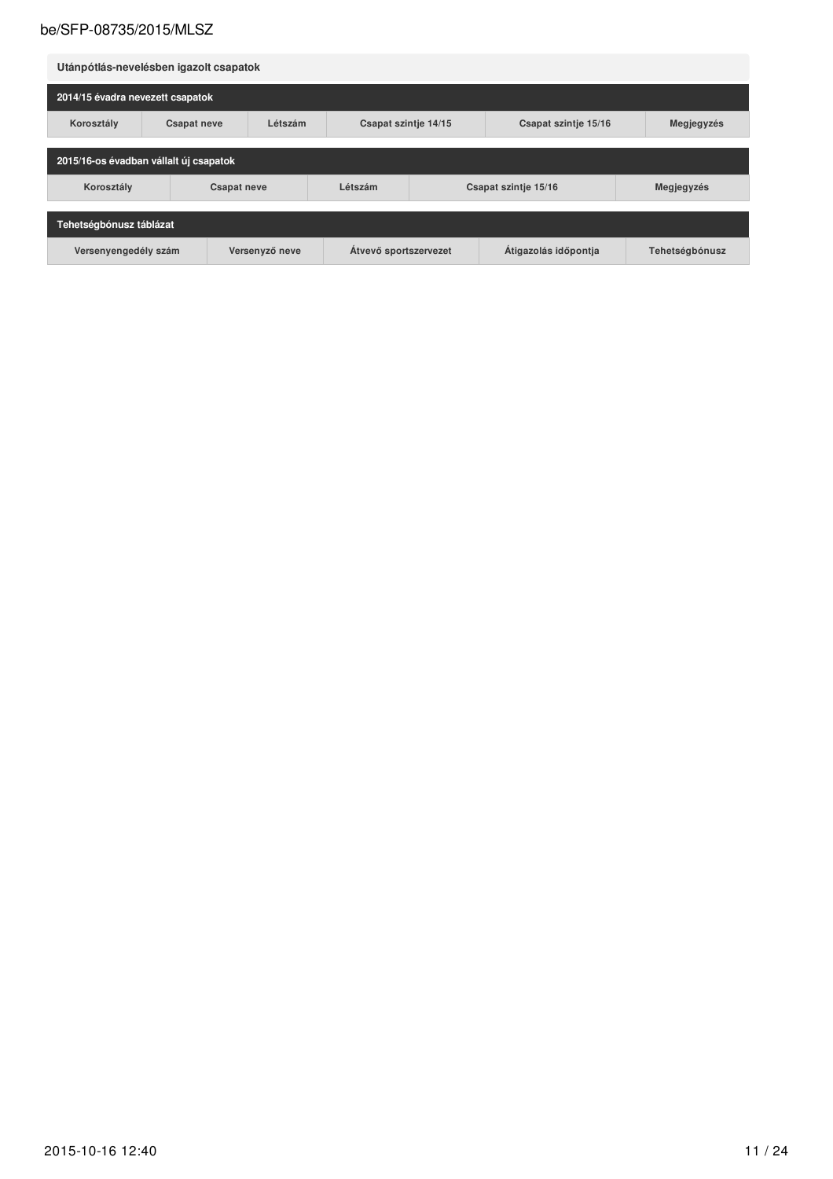## Utánpótlás-nevelésben igazolt csapatok

### 2014/15 évadra nevezett csapatok

| Korosztály | Csapat neve | Létszám | Csapat szintje 14/15 | Csapat szintje 15/16 | Megjegyzés |
|---|---|---|---|---|---|

### 2015/16-os évadban vállalt új csapatok

| Korosztály | Csapat neve | Létszám | Csapat szintje 15/16 | Megjegyzés |
|---|---|---|---|---|

### Tehetségbónusz táblázat

| Versenyengedély szám | Versenyző neve | Átvevő sportszervezet | Átigazolás időpontja | Tehetségbónusz |
|---|---|---|---|---|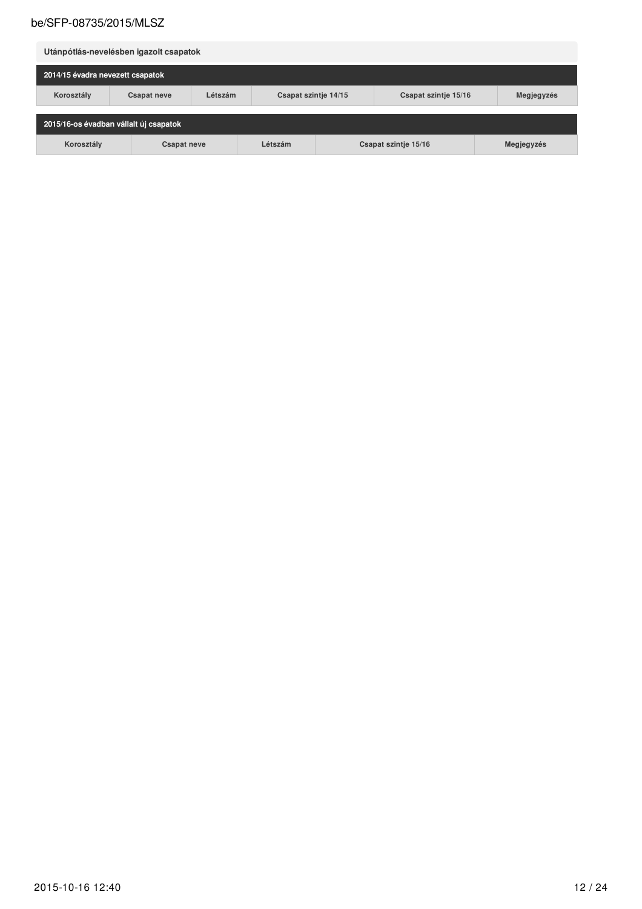### Utánpótlás-nevelésben igazolt csapatok

**2014/15 évadra nevezett csapatok**

| Korosztály | Csapat neve | Létszám | Csapat szintje 14/15 | Csapat szintje 15/16 | Megjegyzés |
|---|---|---|---|---|---|

**2015/16-os évadban vállalt új csapatok**

| Korosztály | Csapat neve | Létszám | Csapat szintje 15/16 | Megjegyzés |
|---|---|---|---|---|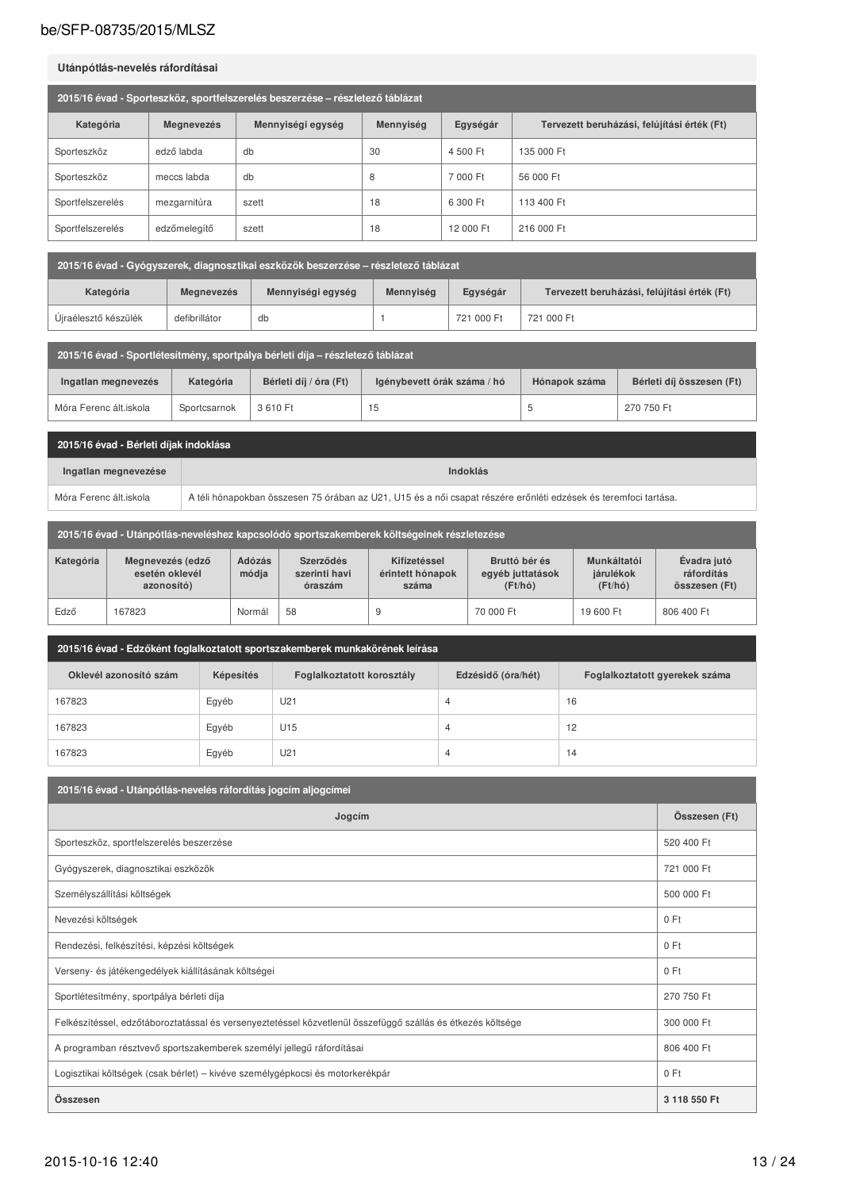## Utánpótlás-nevelés ráfordításai

| 2015/16 évad - Sporteszköz, sportfelszerelés beszerzése – részletező táblázat | | | | | |
|---|---|---|---|---|---|
| **Kategória** | **Megnevezés** | **Mennyiségi egység** | **Mennyiség** | **Egységár** | **Tervezett beruházási, felújítási érték (Ft)** |
| Sporteszköz | edző labda | db | 30 | 4 500 Ft | 135 000 Ft |
| Sporteszköz | meccs labda | db | 8 | 7 000 Ft | 56 000 Ft |
| Sportfelszerelés | mezgarnitúra | szett | 18 | 6 300 Ft | 113 400 Ft |
| Sportfelszerelés | edzőmelegítő | szett | 18 | 12 000 Ft | 216 000 Ft |

| 2015/16 évad - Gyógyszerek, diagnosztikai eszközök beszerzése – részletező táblázat | | | | | |
|---|---|---|---|---|---|
| **Kategória** | **Megnevezés** | **Mennyiségi egység** | **Mennyiség** | **Egységár** | **Tervezett beruházási, felújítási érték (Ft)** |
| Újraélesztő készülék | defibrillátor | db | 1 | 721 000 Ft | 721 000 Ft |

| 2015/16 évad - Sportlétesítmény, sportpálya bérleti díja – részletező táblázat | | | | | |
|---|---|---|---|---|---|
| **Ingatlan megnevezés** | **Kategória** | **Bérleti díj / óra (Ft)** | **Igénybevett órák száma / hó** | **Hónapok száma** | **Bérleti díj összesen (Ft)** |
| Móra Ferenc ált.iskola | Sportcsarnok | 3 610 Ft | 15 | 5 | 270 750 Ft |

| 2015/16 évad - Bérleti díjak indoklása | |
|---|---|
| **Ingatlan megnevezése** | **Indoklás** |
| Móra Ferenc ált.iskola | A téli hónapokban összesen 75 órában az U21, U15 és a női csapat részére erőnléti edzések és teremfoci tartása. |

| 2015/16 évad - Utánpótlás-neveléshez kapcsolódó sportszakemberek költségeinek részletezése | | | | | | | |
|---|---|---|---|---|---|---|---|
| **Kategória** | **Megnevezés (edző esetén oklevél azonosító)** | **Adózás módja** | **Szerződés szerinti havi óraszám** | **Kifizetéssel érintett hónapok száma** | **Bruttó bér és egyéb juttatások (Ft/hó)** | **Munkáltatói járulékok (Ft/hó)** | **Évadra jutó ráfordítás összesen (Ft)** |
| Edző | 167823 | Normál | 58 | 9 | 70 000 Ft | 19 600 Ft | 806 400 Ft |

| 2015/16 évad - Edzőként foglalkoztatott sportszakemberek munkakörének leírása | | | | |
|---|---|---|---|---|
| **Oklevél azonosító szám** | **Képesítés** | **Foglalkoztatott korosztály** | **Edzésidő (óra/hét)** | **Foglalkoztatott gyerekek száma** |
| 167823 | Egyéb | U21 | 4 | 16 |
| 167823 | Egyéb | U15 | 4 | 12 |
| 167823 | Egyéb | U21 | 4 | 14 |

| 2015/16 évad - Utánpótlás-nevelés ráfordítás jogcím aljogcímei | |
|---|---|
| **Jogcím** | **Összesen (Ft)** |
| Sporteszköz, sportfelszerelés beszerzése | 520 400 Ft |
| Gyógyszerek, diagnosztikai eszközök | 721 000 Ft |
| Személyszállítási költségek | 500 000 Ft |
| Nevezési költségek | 0 Ft |
| Rendezési, felkészítési, képzési költségek | 0 Ft |
| Verseny- és játékengedélyek kiállításának költségei | 0 Ft |
| Sportlétesítmény, sportpálya bérleti díja | 270 750 Ft |
| Felkészítéssel, edzőtáboroztatással és versenyeztetéssel közvetlenül összefüggő szállás és étkezés költsége | 300 000 Ft |
| A programban résztvevő sportszakemberek személyi jellegű ráfordításai | 806 400 Ft |
| Logisztikai költségek (csak bérlet) – kivéve személygépkocsi és motorkerékpár | 0 Ft |
| **Összesen** | **3 118 550 Ft** |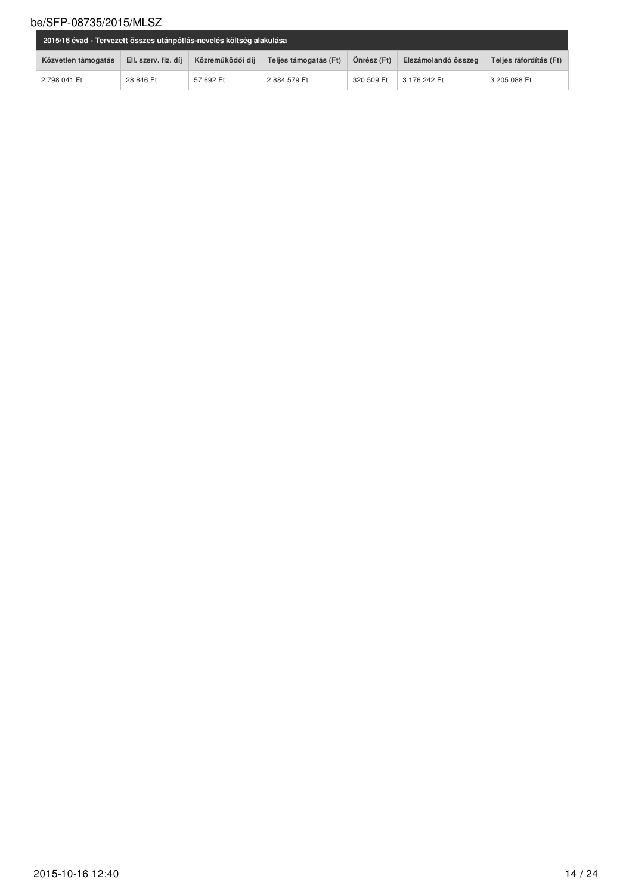| 2015/16 évad - Tervezett összes utánpótlás-nevelés költség alakulása | | | | | | |
|---|---|---|---|---|---|---|
| Közvetlen támogatás | Ell. szerv. fiz. díj | Közreműködői díj | Teljes támogatás (Ft) | Önrész (Ft) | Elszámolandó összeg | Teljes ráfordítás (Ft) |
| 2 798 041 Ft | 28 846 Ft | 57 692 Ft | 2 884 579 Ft | 320 509 Ft | 3 176 242 Ft | 3 205 088 Ft |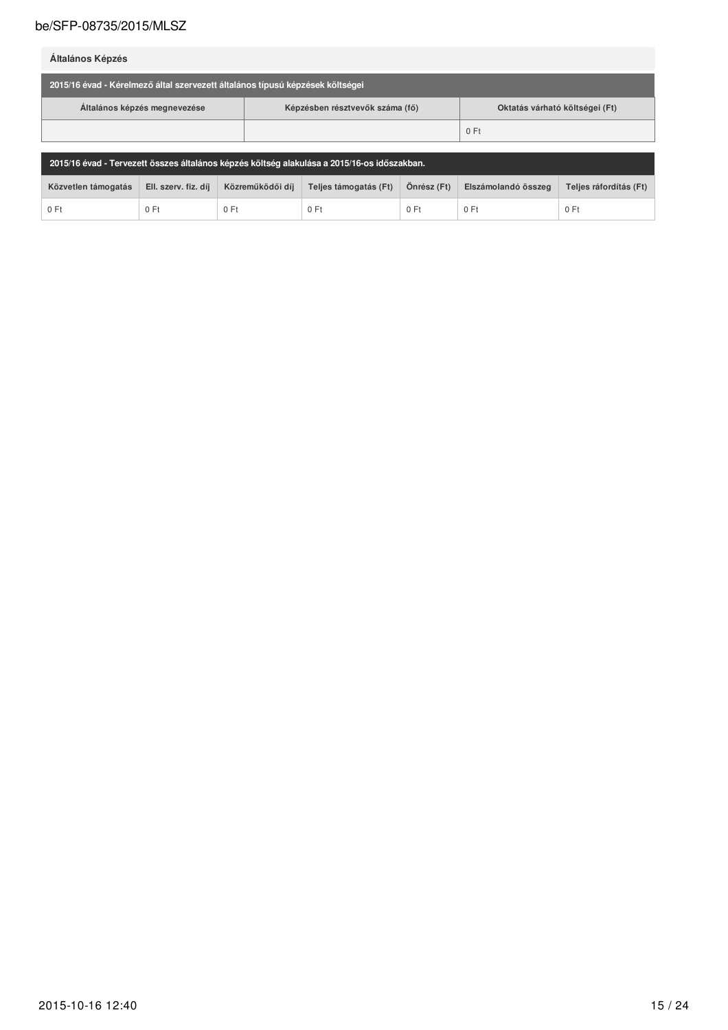## Általános Képzés

| 2015/16 évad - Kérelmező által szervezett általános típusú képzések költségei | | |
|---|---|---|
| **Általános képzés megnevezése** | **Képzésben résztvevők száma (fő)** | **Oktatás várható költségei (Ft)** |
| | | 0 Ft |

| 2015/16 évad - Tervezett összes általános képzés költség alakulása a 2015/16-os időszakban. | | | | | | |
|---|---|---|---|---|---|---|
| **Közvetlen támogatás** | **Ell. szerv. fiz. díj** | **Közreműködői díj** | **Teljes támogatás (Ft)** | **Önrész (Ft)** | **Elszámolandó összeg** | **Teljes ráfordítás (Ft)** |
| 0 Ft | 0 Ft | 0 Ft | 0 Ft | 0 Ft | 0 Ft | 0 Ft |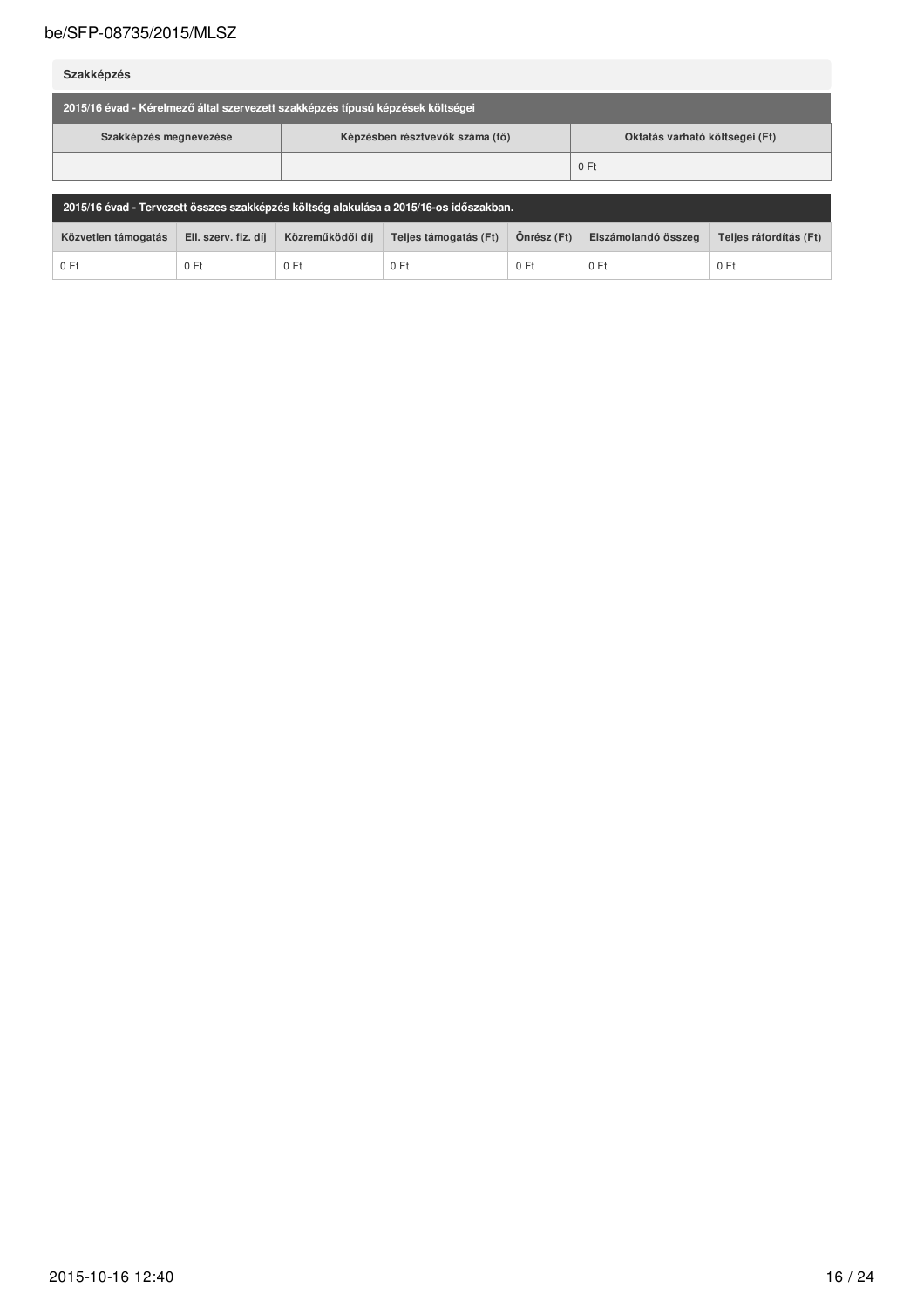**Szakképzés**

| 2015/16 évad - Kérelmező által szervezett szakképzés típusú képzések költségei | | |
|---|---|---|
| **Szakképzés megnevezése** | **Képzésben résztvevők száma (fő)** | **Oktatás várható költségei (Ft)** |
| | | 0 Ft |

| 2015/16 évad - Tervezett összes szakképzés költség alakulása a 2015/16-os időszakban. | | | | | | |
|---|---|---|---|---|---|---|
| **Közvetlen támogatás** | **Ell. szerv. fiz. díj** | **Közreműködői díj** | **Teljes támogatás (Ft)** | **Önrész (Ft)** | **Elszámolandó összeg** | **Teljes ráfordítás (Ft)** |
| 0 Ft | 0 Ft | 0 Ft | 0 Ft | 0 Ft | 0 Ft | 0 Ft |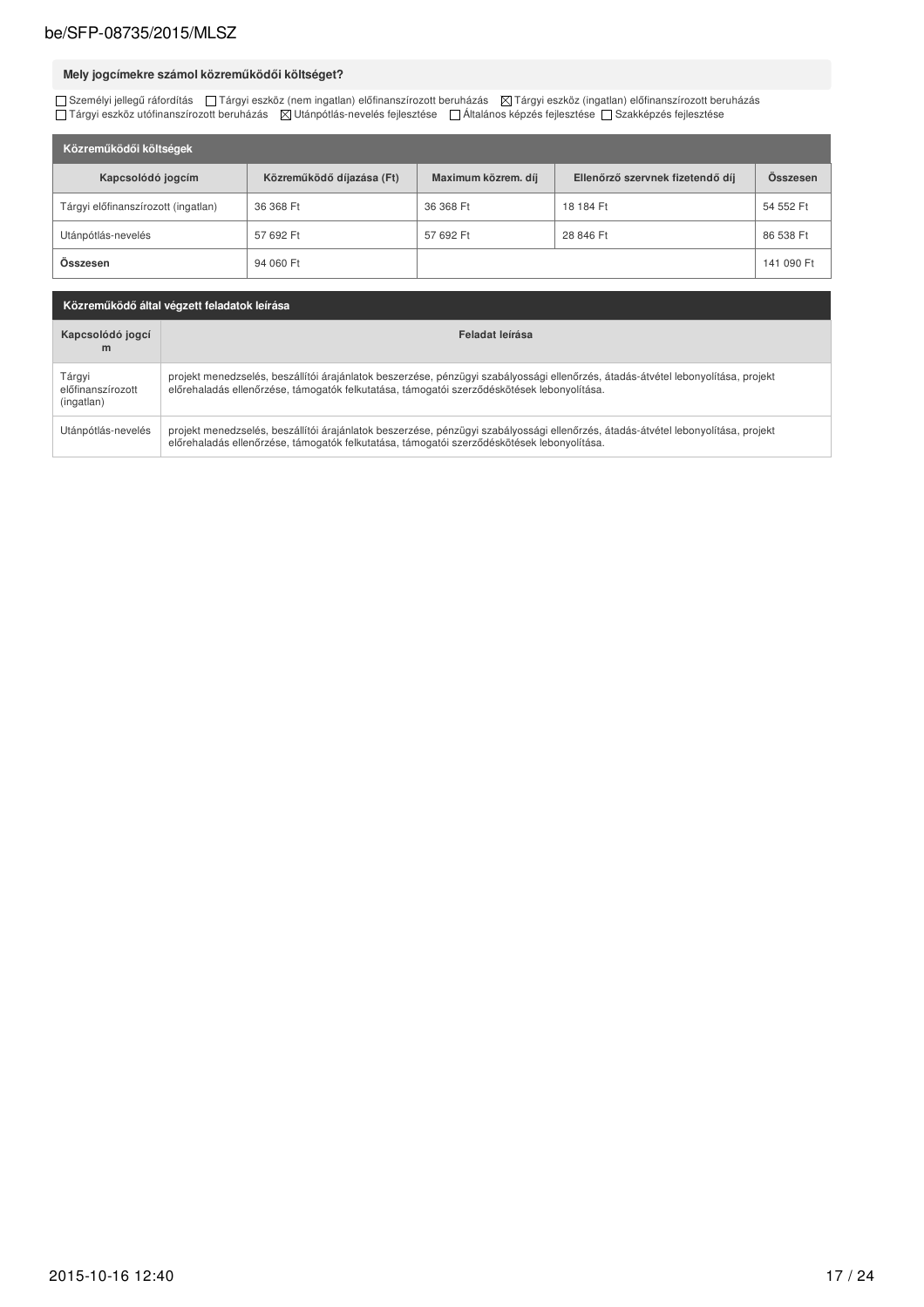### Mely jogcímekre számol közreműködői költséget?

☐ Személyi jellegű ráfordítás ☐ Tárgyi eszköz (nem ingatlan) előfinanszírozott beruházás ☒ Tárgyi eszköz (ingatlan) előfinanszírozott beruházás
☐ Tárgyi eszköz utófinanszírozott beruházás ☒ Utánpótlás-nevelés fejlesztése ☐ Általános képzés fejlesztése ☐ Szakképzés fejlesztése

**Közreműködői költségek**

| Kapcsolódó jogcím | Közreműködő díjazása (Ft) | Maximum közrem. díj | Ellenőrző szervnek fizetendő díj | Összesen |
|---|---|---|---|---|
| Tárgyi előfinanszírozott (ingatlan) | 36 368 Ft | 36 368 Ft | 18 184 Ft | 54 552 Ft |
| Utánpótlás-nevelés | 57 692 Ft | 57 692 Ft | 28 846 Ft | 86 538 Ft |
| **Összesen** | 94 060 Ft | | | 141 090 Ft |

**Közreműködő által végzett feladatok leírása**

| Kapcsolódó jogcím | Feladat leírása |
|---|---|
| Tárgyi előfinanszírozott (ingatlan) | projekt menedzselés, beszállítói árajánlatok beszerzése, pénzügyi szabályossági ellenőrzés, átadás-átvétel lebonyolítása, projekt előrehaladás ellenőrzése, támogatók felkutatása, támogatói szerződéskötések lebonyolítása. |
| Utánpótlás-nevelés | projekt menedzselés, beszállítói árajánlatok beszerzése, pénzügyi szabályossági ellenőrzés, átadás-átvétel lebonyolítása, projekt előrehaladás ellenőrzése, támogatók felkutatása, támogatói szerződéskötések lebonyolítása. |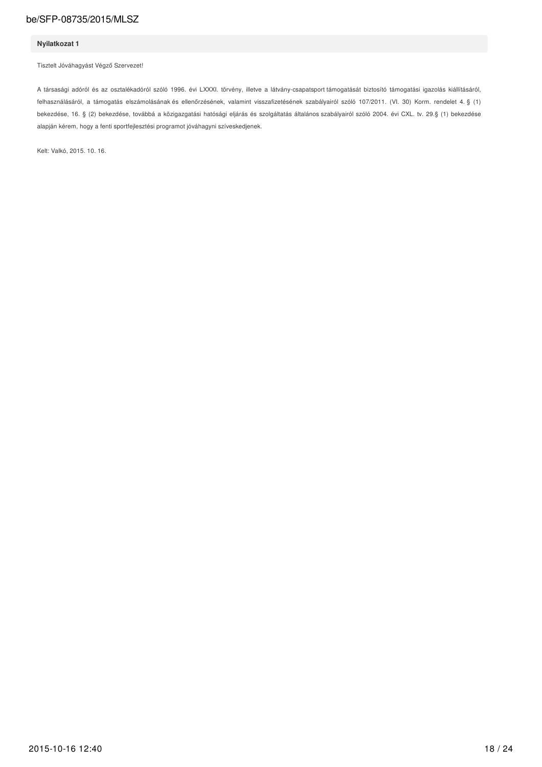**Nyilatkozat 1**

Tisztelt Jóváhagyást Végző Szervezet!

A társasági adóról és az osztalékadóról szóló 1996. évi LXXXI. törvény, illetve a látvány-csapatsport támogatását biztosító támogatási igazolás kiállításáról, felhasználásáról, a támogatás elszámolásának és ellenőrzésének, valamint visszafizetésének szabályairól szóló 107/2011. (VI. 30) Korm. rendelet 4. § (1) bekezdése, 16. § (2) bekezdése, továbbá a közigazgatási hatósági eljárás és szolgáltatás általános szabályairól szóló 2004. évi CXL. tv. 29.§ (1) bekezdése alapján kérem, hogy a fenti sportfejlesztési programot jóváhagyni szíveskedjenek.

Kelt: Valkó, 2015. 10. 16.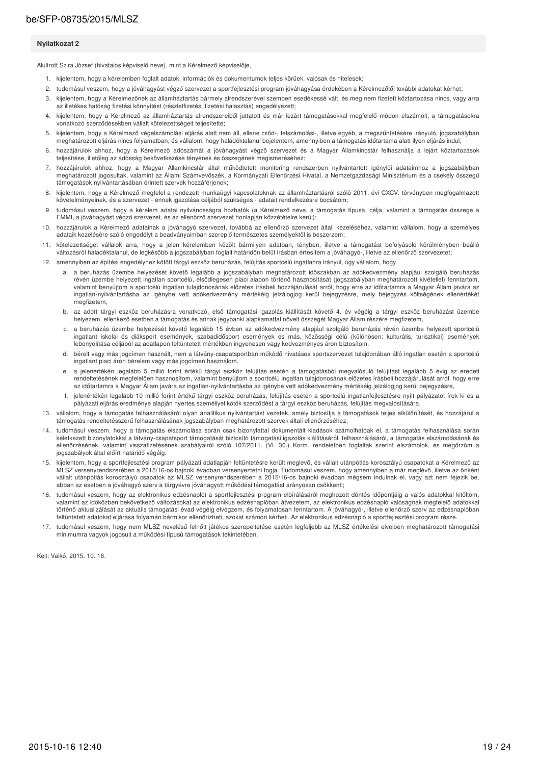## Nyilatkozat 2

Alulírott Szira József (hivatalos képviselő neve), mint a Kérelmező képviselője,

1. kijelentem, hogy a kérelemben foglalt adatok, információk és dokumentumok teljes körűek, valósak és hitelesek;
2. tudomásul veszem, hogy a jóváhagyást végző szervezet a sportfejlesztési program jóváhagyása érdekében a Kérelmezőtől további adatokat kérhet;
3. kijelentem, hogy a Kérelmezőnek az államháztartás bármely alrendszerével szemben esedékessé vált, és meg nem fizetett köztartozása nincs, vagy arra az illetékes hatóság fizetési könnyítést (részletfizetés, fizetési halasztás) engedélyezett;
4. kijelentem, hogy a Kérelmező az államháztartás alrendszereiből juttatott és már lezárt támogatásokkal megfelelő módon elszámolt, a támogatásokra vonatkozó szerződésekben vállalt kötelezettségeit teljesítette;
5. kijelentem, hogy a Kérelmező végelszámolási eljárás alatt nem áll, ellene csőd-, felszámolási-, illetve egyéb, a megszűntetésére irányuló, jogszabályban meghatározott eljárás nincs folyamatban, és vállalom, hogy haladéktalanul bejelentem, amennyiben a támogatás időtartama alatt ilyen eljárás indul;
6. hozzájárulok ahhoz, hogy a Kérelmező adószámát a jóváhagyást végző szervezet és a Magyar Államkincstár felhasználja a lejárt köztartozások teljesítése, illetőleg az adósság bekövetkezése tényének és összegének megismeréséhez;
7. hozzájárulok ahhoz, hogy a Magyar Államkincstár által működtetett monitoring rendszerben nyilvántartott igénylői adataimhoz a jogszabályban meghatározott jogosultak, valamint az Állami Számvevőszék, a Kormányzati Ellenőrzési Hivatal, a Nemzetgazdasági Minisztérium és a csekély összegű támogatások nyilvántartásában érintett szervek hozzáférjenek;
8. kijelentem, hogy a Kérelmező megfelel a rendezett munkaügyi kapcsolatoknak az államháztartásról szóló 2011. évi CXCV. törvényben megfogalmazott követelményeinek, és a szervezet - ennek igazolása céljából szükséges - adatait rendelkezésre bocsátom;
9. tudomásul veszem, hogy a kérelem adatai nyilvánosságra hozhatók (a Kérelmező neve, a támogatás típusa, célja, valamint a támogatás összege a EMMI, a jóváhagyást végző szervezet, és az ellenőrző szervezet honlapján közzétételre kerül);
10. hozzájárulok a Kérelmező adatainak a jóváhagyó szervezet, továbbá az ellenőrző szervezet általi kezeléséhez, valamint vállalom, hogy a személyes adataik kezelésére szóló engedélyt a beadványaimban szereplő természetes személyektől is beszerzem;
11. kötelezettséget vállalok arra, hogy a jelen kérelemben közölt bármilyen adatban, tényben, illetve a támogatást befolyásoló körülményben beálló változásról haladéktalanul, de legkésőbb a jogszabályban foglalt határidőn belül írásban értesítem a jóváhagyó-, illetve az ellenőrző szervezetet;
12. amennyiben az építési engedélyhez kötött tárgyi eszköz beruházás, felújítás sportcélú ingatlanra irányul, úgy vállalom, hogy
    a. a beruházás üzembe helyezését követő legalább a jogszabályban meghatározott időszakban az adókedvezmény alapjául szolgáló beruházás révén üzembe helyezett ingatlan sportcélú, elsődlegesen piaci alapon történő hasznosítását (jogszabályban meghatározott kivétellel) fenntartom, valamint benyújtom a sportcélú ingatlan tulajdonosának előzetes írásbeli hozzájárulását arról, hogy erre az időtartamra a Magyar Állam javára az ingatlan-nyilvántartásba az igénybe vett adókedvezmény mértékéig jelzálogjog kerül bejegyzésre, mely bejegyzés költségének ellenértékét megfizetem,
    b. az adott tárgyi eszköz beruházásra vonatkozó, első támogatási igazolás kiállítását követő 4. év végéig a tárgyi eszköz beruházást üzembe helyezem, ellenkező esetben a támogatás és annak jegybanki alapkamattal növelt összegét Magyar Állam részére megfizetem,
    c. a beruházás üzembe helyezését követő legalább 15 évben az adókedvezmény alapjául szolgáló beruházás révén üzembe helyezett sportcélú ingatlant iskolai és diáksport események, szabadidősport események és más, közösségi célú (különösen: kulturális, turisztikai) események lebonyolítása céljából az adatlapon feltüntetett mértékben ingyenesen vagy kedvezményes áron biztosítom.
    d. bérelt vagy más jogcímen használt, nem a látvány-csapatsportban működő hivatásos sportszervezet tulajdonában álló ingatlan esetén a sportcélú ingatlant piaci áron bérelem vagy más jogcímen használom,
    e. a jelenértékén legalább 5 millió forint értékű tárgyi eszköz felújítás esetén a támogatásból megvalósuló felújítást legalább 5 évig az eredeti rendeltetésének megfelelően hasznosítom, valamint benyújtom a sportcélú ingatlan tulajdonosának előzetes írásbeli hozzájárulását arról, hogy erre az időtartamra a Magyar Állam javára az ingatlan-nyilvántartásba az igénybe vett adókedvezmény mértékéig jelzálogjog kerül bejegyzésre,
    f. jelenértékén legalább 10 millió forint értékű tárgyi eszköz beruházás, felújítás esetén a sportcélú ingatlanfejlesztésre nyílt pályázatot írok ki és a pályázati eljárás eredménye alapján nyertes személlyel kötök szerződést a tárgyi eszköz beruházás, felújítás megvalósítására.
13. vállalom, hogy a támogatás felhasználásáról olyan analitikus nyilvántartást vezetek, amely biztosítja a támogatások teljes elkülönítését, és hozzájárul a támogatás rendeltetésszerű felhasználásának jogszabályban meghatározott szervek általi ellenőrzéséhez;
14. tudomásul veszem, hogy a támogatás elszámolása során csak bizonylattal dokumentált kiadások számolhatóak el, a támogatás felhasználása során keletkezett bizonylatokkal a látvány-csapatsport támogatását biztosító támogatási igazolás kiállításáról, felhasználásáról, a támogatás elszámolásának és ellenőrzésének, valamint visszafizetésének szabályairól szóló 107/2011. (VI. 30.) Korm. rendeletben foglaltak szerint elszámolok, és megőrzöm a jogszabályok által előírt határidő végéig.
15. kijelentem, hogy a sportfejlesztési program pályázati adatlapján feltüntetésre került meglevő, és vállalt utánpótlás korosztályú csapatokat a Kérelmező az MLSZ versenyrendszerében a 2015/16-os bajnoki évadban versenyeztetni fogja. Tudomásul veszem, hogy amennyiben a már meglévő, illetve az önként vállalt utánpótlás korosztályú csapatok az MLSZ versenyrendszerében a 2015/16-os bajnoki évadban mégsem indulnak el, vagy azt nem fejezik be, abban az esetben a jóváhagyó szerv a tárgyévre jóváhagyott működési támogatást arányosan csökkenti;
16. tudomásul veszem, hogy az elektronikus edzésnaplót a sportfejlesztési program elbírálásáról meghozott döntés időpontjáig a valós adatokkal kitöltöm, valamint az időközben bekövetkező változásokat az elektronikus edzésnaplóban átvezetem, az elektronikus edzésnapló valóságnak megfelelő adatokkal történő aktualizálását az aktuális támogatási évad végéig elvégzem, és folyamatosan fenntartom. A jóváhagyó-, illetve ellenőrző szerv az edzésnaplóban feltüntetett adatokat eljárása folyamán bármikor ellenőrizheti, azokat számon kérheti. Az elektronikus edzésnapló a sportfejlesztési program része.
17. tudomásul veszem, hogy nem MLSZ nevelésű felnőtt játékos szerepeltetése esetén legfeljebb az MLSZ értékelési elveiben meghatározott támogatási minimumra vagyok jogosult a működési típusú támogatások tekintetében.

Kelt: Valkó, 2015. 10. 16.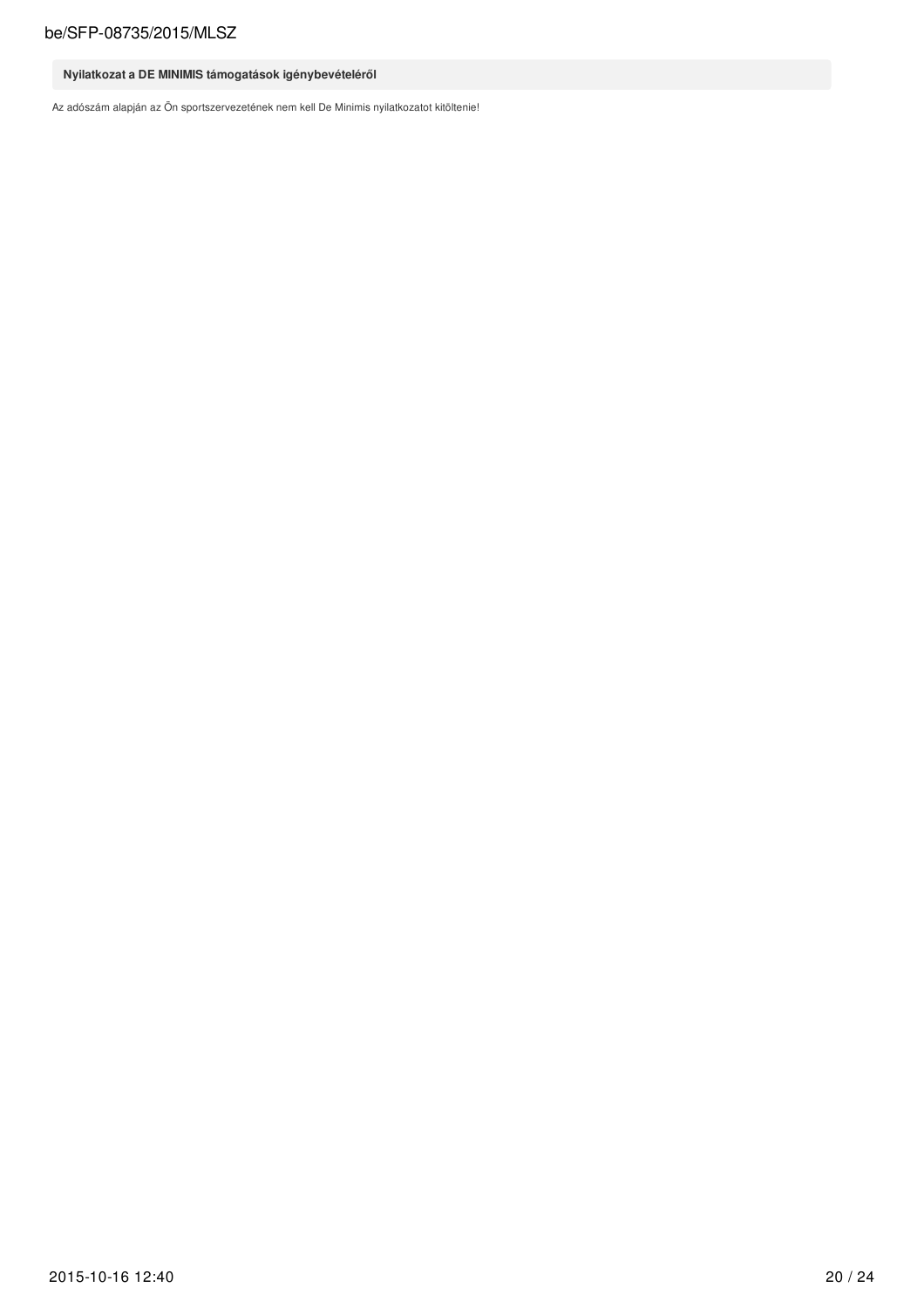**Nyilatkozat a DE MINIMIS támogatások igénybevételéről**

Az adószám alapján az Ön sportszervezetének nem kell De Minimis nyilatkozatot kitöltenie!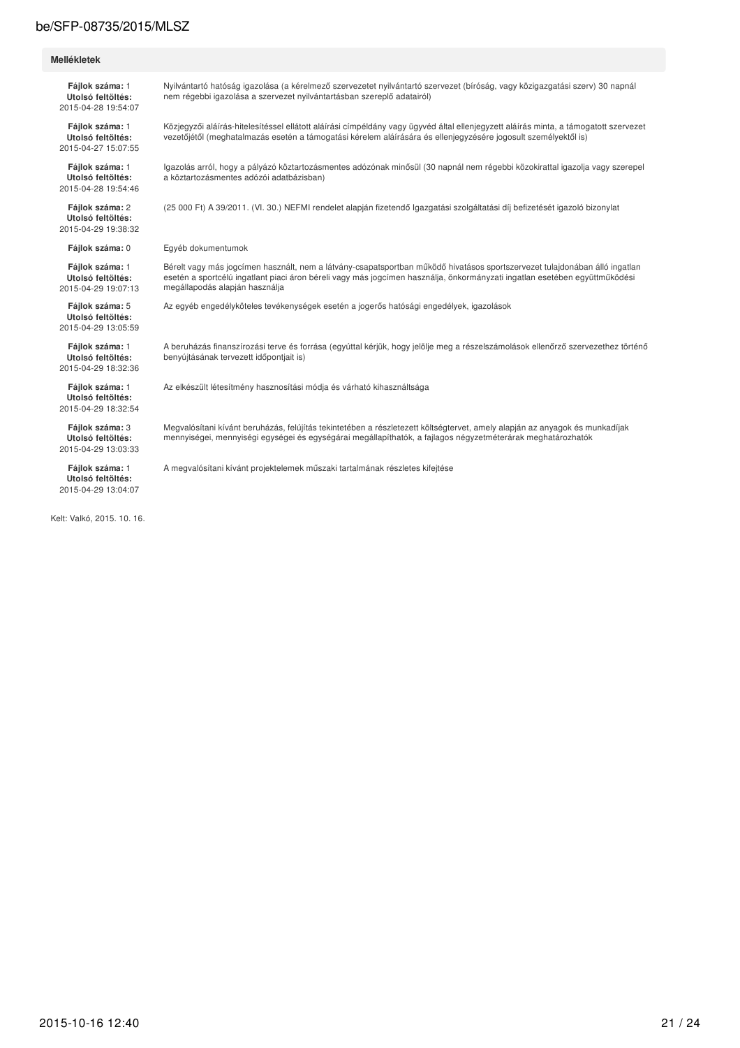## Mellékletek

| | |
|---|---|
| **Fájlok száma:** 1<br>**Utolsó feltöltés:**<br>2015-04-28 19:54:07 | Nyilvántartó hatóság igazolása (a kérelmező szervezetet nyilvántartó szervezet (bíróság, vagy közigazgatási szerv) 30 napnál nem régebbi igazolása a szervezet nyilvántartásban szereplő adatairól) |
| **Fájlok száma:** 1<br>**Utolsó feltöltés:**<br>2015-04-27 15:07:55 | Közjegyzői aláírás-hitelesítéssel ellátott aláírási címpéldány vagy ügyvéd által ellenjegyzett aláírás minta, a támogatott szervezet vezetőjétől (meghatalmazás esetén a támogatási kérelem aláírására és ellenjegyzésére jogosult személyektől is) |
| **Fájlok száma:** 1<br>**Utolsó feltöltés:**<br>2015-04-28 19:54:46 | Igazolás arról, hogy a pályázó köztartozásmentes adózónak minősül (30 napnál nem régebbi közokirattal igazolja vagy szerepel a köztartozásmentes adózói adatbázisban) |
| **Fájlok száma:** 2<br>**Utolsó feltöltés:**<br>2015-04-29 19:38:32 | (25 000 Ft) A 39/2011. (VI. 30.) NEFMI rendelet alapján fizetendő Igazgatási szolgáltatási díj befizetését igazoló bizonylat |
| **Fájlok száma:** 0 | Egyéb dokumentumok |
| **Fájlok száma:** 1<br>**Utolsó feltöltés:**<br>2015-04-29 19:07:13 | Bérelt vagy más jogcímen használt, nem a látvány-csapatsportban működő hivatásos sportszervezet tulajdonában álló ingatlan esetén a sportcélú ingatlant piaci áron béreli vagy más jogcímen használja, önkormányzati ingatlan esetében együttműködési megállapodás alapján használja |
| **Fájlok száma:** 5<br>**Utolsó feltöltés:**<br>2015-04-29 13:05:59 | Az egyéb engedélyköteles tevékenységek esetén a jogerős hatósági engedélyek, igazolások |
| **Fájlok száma:** 1<br>**Utolsó feltöltés:**<br>2015-04-29 18:32:36 | A beruházás finanszírozási terve és forrása (egyúttal kérjük, hogy jelölje meg a részelszámolások ellenőrző szervezethez történő benyújtásának tervezett időpontjait is) |
| **Fájlok száma:** 1<br>**Utolsó feltöltés:**<br>2015-04-29 18:32:54 | Az elkészült létesítmény hasznosítási módja és várható kihasználtsága |
| **Fájlok száma:** 3<br>**Utolsó feltöltés:**<br>2015-04-29 13:03:33 | Megvalósítani kívánt beruházás, felújítás tekintetében a részletezett költségtervet, amely alapján az anyagok és munkadíjak mennyiségei, mennyiségi egységei és egységárai megállapíthatók, a fajlagos négyzetméterárak meghatározhatók |
| **Fájlok száma:** 1<br>**Utolsó feltöltés:**<br>2015-04-29 13:04:07 | A megvalósítani kívánt projektelemek műszaki tartalmának részletes kifejtése |

Kelt: Valkó, 2015. 10. 16.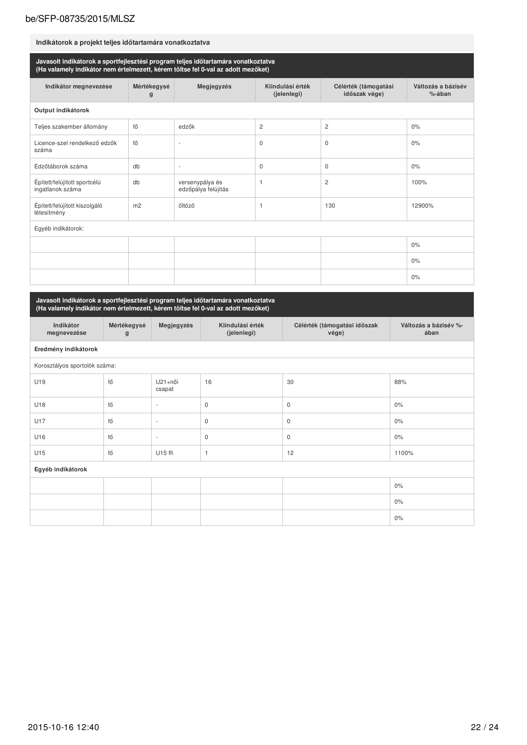## Indikátorok a projekt teljes időtartamára vonatkoztatva

**Javasolt indikátorok a sportfejlesztési program teljes időtartamára vonatkoztatva**
**(Ha valamely indikátor nem értelmezett, kérem töltse fel 0-val az adott mezőket)**

| Indikátor megnevezése | Mértékegység | Megjegyzés | Kiindulási érték (jelenlegi) | Célérték (támogatási időszak vége) | Változás a bázisév %-ában |
|---|---|---|---|---|---|
| **Output indikátorok** | | | | | |
| Teljes szakember állomány | fő | edzők | 2 | 2 | 0% |
| Licence-szel rendelkező edzők száma | fő | - | 0 | 0 | 0% |
| Edzőtáborok száma | db | - | 0 | 0 | 0% |
| Épített/felújított sportcélú ingatlanok száma | db | versenypálya és edzőpálya felújítás | 1 | 2 | 100% |
| Épített/felújított kiszolgáló létesítmény | m2 | öltöző | 1 | 130 | 12900% |
| Egyéb indikátorok: | | | | | |
| | | | | | 0% |
| | | | | | 0% |
| | | | | | 0% |

**Javasolt indikátorok a sportfejlesztési program teljes időtartamára vonatkoztatva**
**(Ha valamely indikátor nem értelmezett, kérem töltse fel 0-val az adott mezőket)**

| Indikátor megnevezése | Mértékegység | Megjegyzés | Kiindulási érték (jelenlegi) | Célérték (támogatási időszak vége) | Változás a bázisév %-ában |
|---|---|---|---|---|---|
| **Eredmény indikátorok** | | | | | |
| Korosztályos sportolók száma: | | | | | |
| U19 | fő | U21+női csapat | 16 | 30 | 88% |
| U18 | fő | - | 0 | 0 | 0% |
| U17 | fő | - | 0 | 0 | 0% |
| U16 | fő | - | 0 | 0 | 0% |
| U15 | fő | U15 ffi | 1 | 12 | 1100% |
| **Egyéb indikátorok** | | | | | |
| | | | | | 0% |
| | | | | | 0% |
| | | | | | 0% |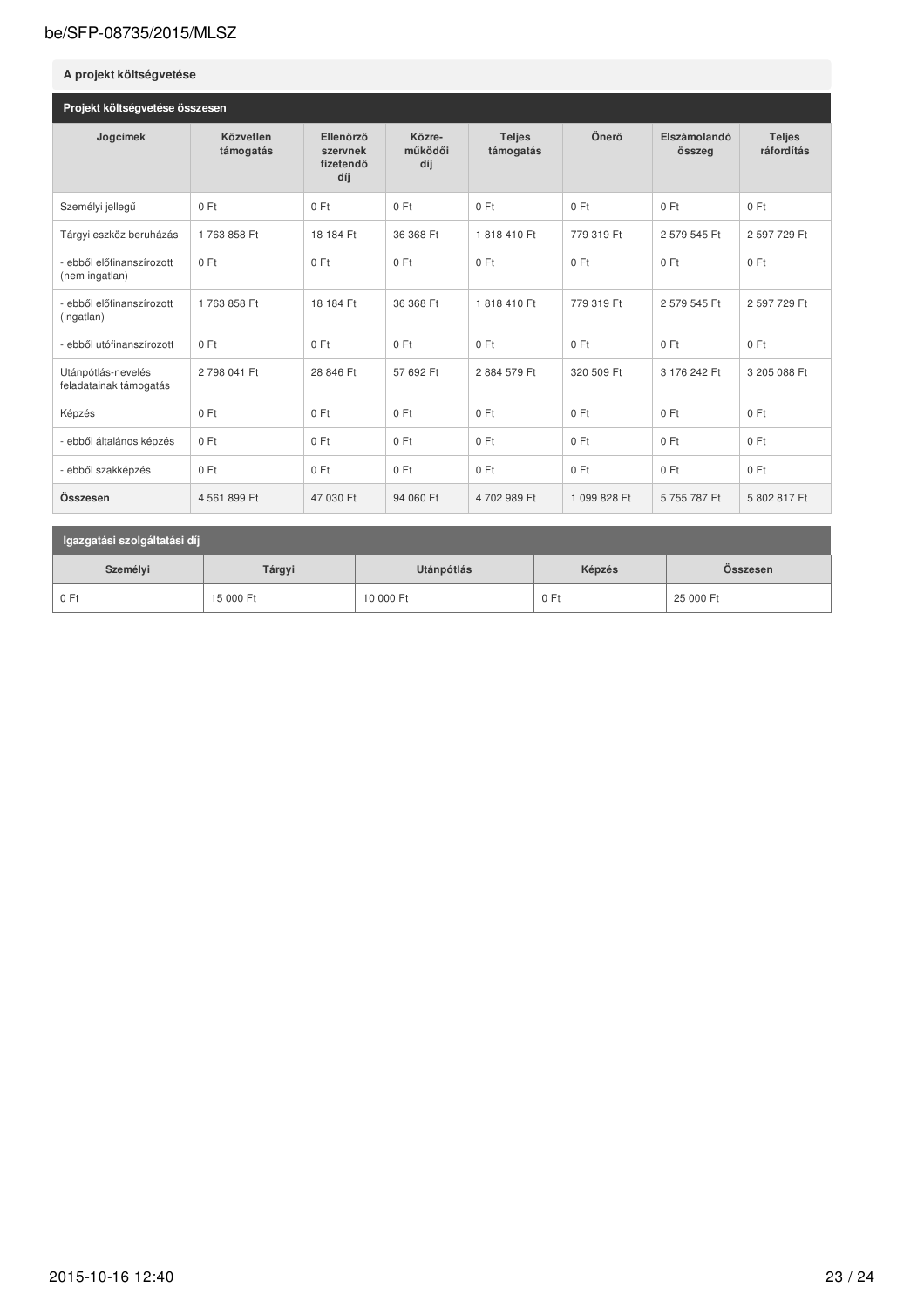## A projekt költségvetése

### Projekt költségvetése összesen

| Jogcímek | Közvetlen támogatás | Ellenőrző szervnek fizetendő díj | Közre-működői díj | Teljes támogatás | Önerő | Elszámolandó összeg | Teljes ráfordítás |
|---|---|---|---|---|---|---|---|
| Személyi jellegű | 0 Ft | 0 Ft | 0 Ft | 0 Ft | 0 Ft | 0 Ft | 0 Ft |
| Tárgyi eszköz beruházás | 1 763 858 Ft | 18 184 Ft | 36 368 Ft | 1 818 410 Ft | 779 319 Ft | 2 579 545 Ft | 2 597 729 Ft |
| - ebből előfinanszírozott (nem ingatlan) | 0 Ft | 0 Ft | 0 Ft | 0 Ft | 0 Ft | 0 Ft | 0 Ft |
| - ebből előfinanszírozott (ingatlan) | 1 763 858 Ft | 18 184 Ft | 36 368 Ft | 1 818 410 Ft | 779 319 Ft | 2 579 545 Ft | 2 597 729 Ft |
| - ebből utófinanszírozott | 0 Ft | 0 Ft | 0 Ft | 0 Ft | 0 Ft | 0 Ft | 0 Ft |
| Utánpótlás-nevelés feladatainak támogatás | 2 798 041 Ft | 28 846 Ft | 57 692 Ft | 2 884 579 Ft | 320 509 Ft | 3 176 242 Ft | 3 205 088 Ft |
| Képzés | 0 Ft | 0 Ft | 0 Ft | 0 Ft | 0 Ft | 0 Ft | 0 Ft |
| - ebből általános képzés | 0 Ft | 0 Ft | 0 Ft | 0 Ft | 0 Ft | 0 Ft | 0 Ft |
| - ebből szakképzés | 0 Ft | 0 Ft | 0 Ft | 0 Ft | 0 Ft | 0 Ft | 0 Ft |
| **Összesen** | 4 561 899 Ft | 47 030 Ft | 94 060 Ft | 4 702 989 Ft | 1 099 828 Ft | 5 755 787 Ft | 5 802 817 Ft |

### Igazgatási szolgáltatási díj

| Személyi | Tárgyi | Utánpótlás | Képzés | Összesen |
|---|---|---|---|---|
| 0 Ft | 15 000 Ft | 10 000 Ft | 0 Ft | 25 000 Ft |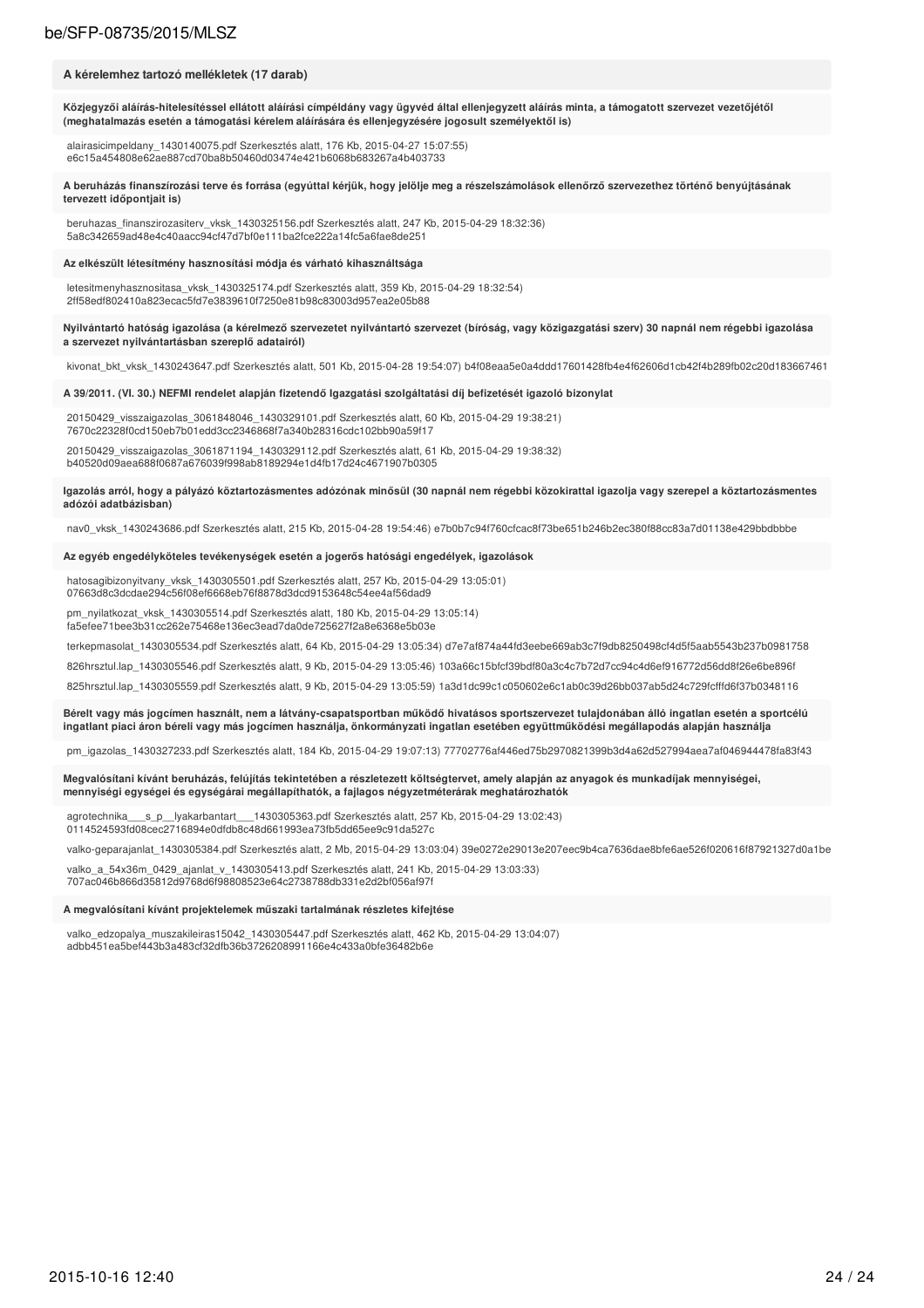## A kérelemhez tartozó mellékletek (17 darab)

**Közjegyzői aláírás-hitelesítéssel ellátott aláírási címpéldány vagy ügyvéd által ellenjegyzett aláírás minta, a támogatott szervezet vezetőjétől (meghatalmazás esetén a támogatási kérelem aláírására és ellenjegyzésére jogosult személyektől is)**

alairasicimpeldany_1430140075.pdf Szerkesztés alatt, 176 Kb, 2015-04-27 15:07:55) e6c15a454808e62ae887cd70ba8b50460d03474e421b6068b683267a4b403733

**A beruházás finanszírozási terve és forrása (egyúttal kérjük, hogy jelölje meg a részelszámolások ellenőrző szervezethez történő benyújtásának tervezett időpontjait is)**

beruhazas_finanszirozasiterv_vksk_1430325156.pdf Szerkesztés alatt, 247 Kb, 2015-04-29 18:32:36) 5a8c342659ad48e4c40aacc94cf47d7bf0e111ba2fce222a14fc5a6fae8de251

**Az elkészült létesítmény hasznosítási módja és várható kihasználtsága**

letesitmenyhasznositasa_vksk_1430325174.pdf Szerkesztés alatt, 359 Kb, 2015-04-29 18:32:54) 2ff58edf802410a823ecac5fd7e3839610f7250e81b98c83003d957ea2e05b88

**Nyilvántartó hatóság igazolása (a kérelmező szervezetet nyilvántartó szervezet (bíróság, vagy közigazgatási szerv) 30 napnál nem régebbi igazolása a szervezet nyilvántartásban szereplő adatairól)**

kivonat_bkt_vksk_1430243647.pdf Szerkesztés alatt, 501 Kb, 2015-04-28 19:54:07) b4f08eaa5e0a4ddd17601428fb4e4f62606d1cb42f4b289fb02c20d183667461

**A 39/2011. (VI. 30.) NEFMI rendelet alapján fizetendő Igazgatási szolgáltatási díj befizetését igazoló bizonylat**

20150429_visszaigazolas_3061848046_1430329101.pdf Szerkesztés alatt, 60 Kb, 2015-04-29 19:38:21) 7670c22328f0cd150eb7b01edd3cc2346868f7a340b28316cdc102bb90a59f17

20150429_visszaigazolas_3061871194_1430329112.pdf Szerkesztés alatt, 61 Kb, 2015-04-29 19:38:32) b40520d09aea688f0687a676039f998ab8189294e1d4fb17d24c4671907b0305

**Igazolás arról, hogy a pályázó köztartozásmentes adózónak minősül (30 napnál nem régebbi közokirattal igazolja vagy szerepel a köztartozásmentes adózói adatbázisban)**

nav0_vksk_1430243686.pdf Szerkesztés alatt, 215 Kb, 2015-04-28 19:54:46) e7b0b7c94f760cfcac8f73be651b246b2ec380f88cc83a7d01138e429bbdbbbe

**Az egyéb engedélyköteles tevékenységek esetén a jogerős hatósági engedélyek, igazolások**

hatosagibizonyitvany_vksk_1430305501.pdf Szerkesztés alatt, 257 Kb, 2015-04-29 13:05:01) 07663d8c3dcdae294c56f08ef6668eb76f8878d3dcd9153648c54ee4af56dad9

pm_nyilatkozat_vksk_1430305514.pdf Szerkesztés alatt, 180 Kb, 2015-04-29 13:05:14) fa5efee71bee3b31cc262e75468e136ec3ead7da0de725627f2a8e6368e5b03e

terkepmasolat_1430305534.pdf Szerkesztés alatt, 64 Kb, 2015-04-29 13:05:34) d7e7af874a44fd3eebe669ab3c7f9db8250498cf4d5f5aab5543b237b0981758

826hrsztul.lap_1430305546.pdf Szerkesztés alatt, 9 Kb, 2015-04-29 13:05:46) 103a66c15bfcf39bdf80a3c4c7b72d7cc94c4d6ef916772d56dd8f26e6be896f

825hrsztul.lap_1430305559.pdf Szerkesztés alatt, 9 Kb, 2015-04-29 13:05:59) 1a3d1dc99c1c050602e6c1ab0c39d26bb037ab5d24c729fcfffd6f37b0348116

**Bérelt vagy más jogcímen használt, nem a látvány-csapatsportban működő hivatásos sportszervezet tulajdonában álló ingatlan esetén a sportcélú ingatlant piaci áron béreli vagy más jogcímen használja, önkormányzati ingatlan esetében együttműködési megállapodás alapján használja**

pm_igazolas_1430327233.pdf Szerkesztés alatt, 184 Kb, 2015-04-29 19:07:13) 77702776af446ed75b2970821399b3d4a62d527994aea7af046944478fa83f43

**Megvalósítani kívánt beruházás, felújítás tekintetében a részletezett költségtervet, amely alapján az anyagok és munkadíjak mennyiségei, mennyiségi egységei és egységárai megállapíthatók, a fajlagos négyzetméterárak meghatározhatók**

agrotechnika___s_p__lyakarbantart___1430305363.pdf Szerkesztés alatt, 257 Kb, 2015-04-29 13:02:43) 0114524593fd08cec2716894e0dfdb8c48d661993ea73fb5dd65ee9c91da527c

valko-geparajanlat_1430305384.pdf Szerkesztés alatt, 2 Mb, 2015-04-29 13:03:04) 39e0272e29013e207eec9b4ca7636dae8bfe6ae526f020616f87921327d0a1be

valko_a_54x36m_0429_ajanlat_v_1430305413.pdf Szerkesztés alatt, 241 Kb, 2015-04-29 13:03:33) 707ac046b866d35812d9768d6f98808523e64c2738788db331e2d2bf056af97f

**A megvalósítani kívánt projektelemek műszaki tartalmának részletes kifejtése**

valko_edzopalya_muszakileiras15042_1430305447.pdf Szerkesztés alatt, 462 Kb, 2015-04-29 13:04:07) adbb451ea5bef443b3a483cf32dfb36b3726208991166e4c433a0bfe36482b6e